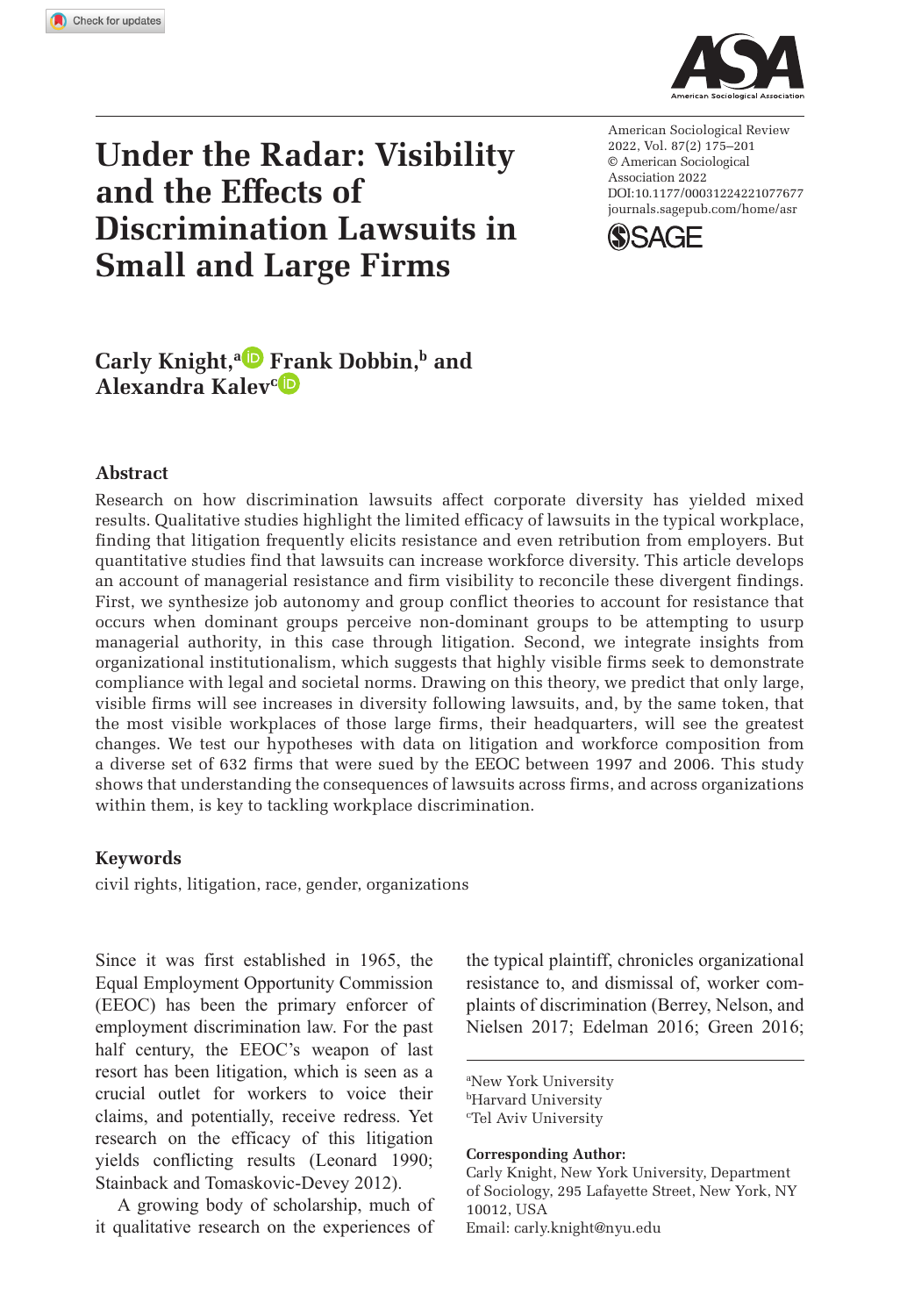# Under the Radar: Visibility and the Effects of Discrimination Lawsuits in Small and Large Firms

American Sociological Review 2022, Vol. 87(2) 175–201
© American Sociological Association 2022
DOI:10.1177/00031224221077677
journals.sagepub.com/home/asr

**Carly Knight,[a] Frank Dobbin,[b] and Alexandra Kalev[c]**

## Abstract

Research on how discrimination lawsuits affect corporate diversity has yielded mixed results. Qualitative studies highlight the limited efficacy of lawsuits in the typical workplace, finding that litigation frequently elicits resistance and even retribution from employers. But quantitative studies find that lawsuits can increase workforce diversity. This article develops an account of managerial resistance and firm visibility to reconcile these divergent findings. First, we synthesize job autonomy and group conflict theories to account for resistance that occurs when dominant groups perceive non-dominant groups to be attempting to usurp managerial authority, in this case through litigation. Second, we integrate insights from organizational institutionalism, which suggests that highly visible firms seek to demonstrate compliance with legal and societal norms. Drawing on this theory, we predict that only large, visible firms will see increases in diversity following lawsuits, and, by the same token, that the most visible workplaces of those large firms, their headquarters, will see the greatest changes. We test our hypotheses with data on litigation and workforce composition from a diverse set of 632 firms that were sued by the EEOC between 1997 and 2006. This study shows that understanding the consequences of lawsuits across firms, and across organizations within them, is key to tackling workplace discrimination.

## Keywords

civil rights, litigation, race, gender, organizations

Since it was first established in 1965, the Equal Employment Opportunity Commission (EEOC) has been the primary enforcer of employment discrimination law. For the past half century, the EEOC's weapon of last resort has been litigation, which is seen as a crucial outlet for workers to voice their claims, and potentially, receive redress. Yet research on the efficacy of this litigation yields conflicting results (Leonard 1990; Stainback and Tomaskovic-Devey 2012).

A growing body of scholarship, much of it qualitative research on the experiences of the typical plaintiff, chronicles organizational resistance to, and dismissal of, worker complaints of discrimination (Berrey, Nelson, and Nielsen 2017; Edelman 2016; Green 2016;

[a]New York University
[b]Harvard University
[c]Tel Aviv University

**Corresponding Author:**
Carly Knight, New York University, Department of Sociology, 295 Lafayette Street, New York, NY 10012, USA
Email: carly.knight@nyu.edu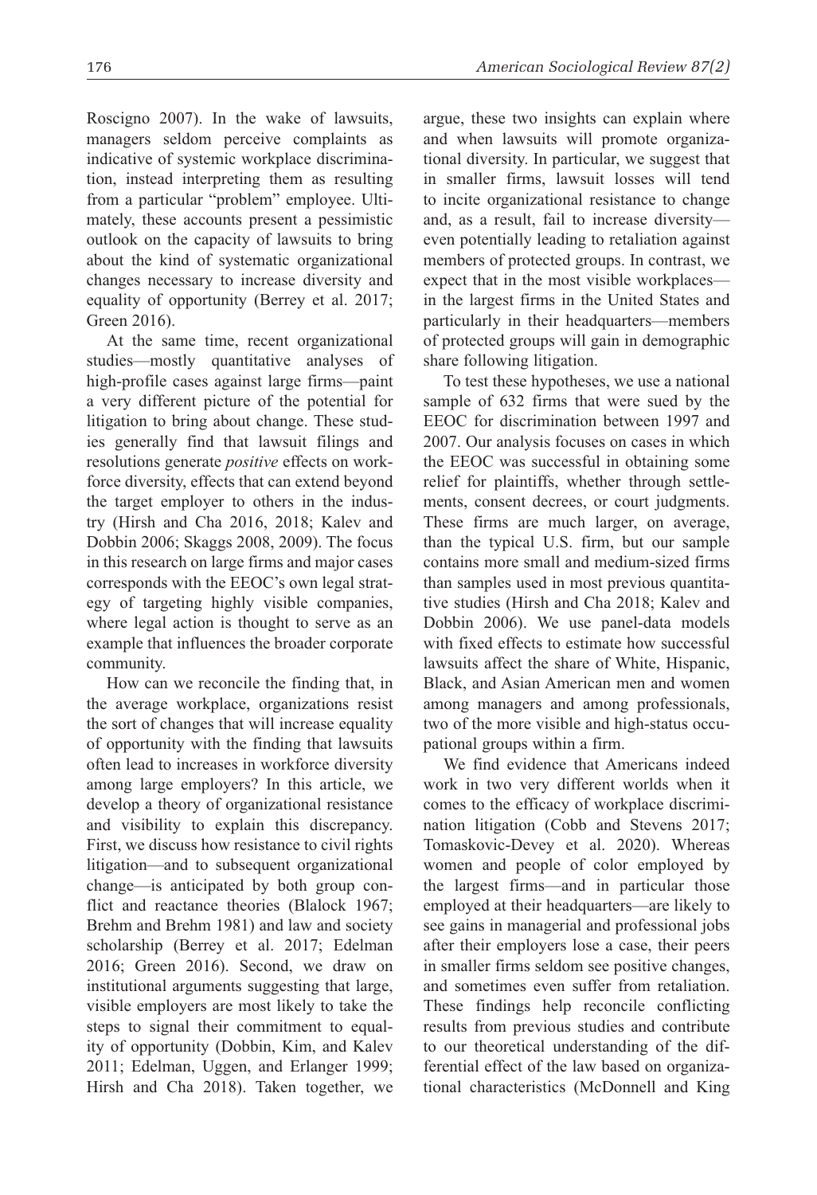Roscigno 2007). In the wake of lawsuits, managers seldom perceive complaints as indicative of systemic workplace discrimination, instead interpreting them as resulting from a particular "problem" employee. Ultimately, these accounts present a pessimistic outlook on the capacity of lawsuits to bring about the kind of systematic organizational changes necessary to increase diversity and equality of opportunity (Berrey et al. 2017; Green 2016).

At the same time, recent organizational studies—mostly quantitative analyses of high-profile cases against large firms—paint a very different picture of the potential for litigation to bring about change. These studies generally find that lawsuit filings and resolutions generate *positive* effects on workforce diversity, effects that can extend beyond the target employer to others in the industry (Hirsh and Cha 2016, 2018; Kalev and Dobbin 2006; Skaggs 2008, 2009). The focus in this research on large firms and major cases corresponds with the EEOC's own legal strategy of targeting highly visible companies, where legal action is thought to serve as an example that influences the broader corporate community.

How can we reconcile the finding that, in the average workplace, organizations resist the sort of changes that will increase equality of opportunity with the finding that lawsuits often lead to increases in workforce diversity among large employers? In this article, we develop a theory of organizational resistance and visibility to explain this discrepancy. First, we discuss how resistance to civil rights litigation—and to subsequent organizational change—is anticipated by both group conflict and reactance theories (Blalock 1967; Brehm and Brehm 1981) and law and society scholarship (Berrey et al. 2017; Edelman 2016; Green 2016). Second, we draw on institutional arguments suggesting that large, visible employers are most likely to take the steps to signal their commitment to equality of opportunity (Dobbin, Kim, and Kalev 2011; Edelman, Uggen, and Erlanger 1999; Hirsh and Cha 2018). Taken together, we argue, these two insights can explain where and when lawsuits will promote organizational diversity. In particular, we suggest that in smaller firms, lawsuit losses will tend to incite organizational resistance to change and, as a result, fail to increase diversity—even potentially leading to retaliation against members of protected groups. In contrast, we expect that in the most visible workplaces—in the largest firms in the United States and particularly in their headquarters—members of protected groups will gain in demographic share following litigation.

To test these hypotheses, we use a national sample of 632 firms that were sued by the EEOC for discrimination between 1997 and 2007. Our analysis focuses on cases in which the EEOC was successful in obtaining some relief for plaintiffs, whether through settlements, consent decrees, or court judgments. These firms are much larger, on average, than the typical U.S. firm, but our sample contains more small and medium-sized firms than samples used in most previous quantitative studies (Hirsh and Cha 2018; Kalev and Dobbin 2006). We use panel-data models with fixed effects to estimate how successful lawsuits affect the share of White, Hispanic, Black, and Asian American men and women among managers and among professionals, two of the more visible and high-status occupational groups within a firm.

We find evidence that Americans indeed work in two very different worlds when it comes to the efficacy of workplace discrimination litigation (Cobb and Stevens 2017; Tomaskovic-Devey et al. 2020). Whereas women and people of color employed by the largest firms—and in particular those employed at their headquarters—are likely to see gains in managerial and professional jobs after their employers lose a case, their peers in smaller firms seldom see positive changes, and sometimes even suffer from retaliation. These findings help reconcile conflicting results from previous studies and contribute to our theoretical understanding of the differential effect of the law based on organizational characteristics (McDonnell and King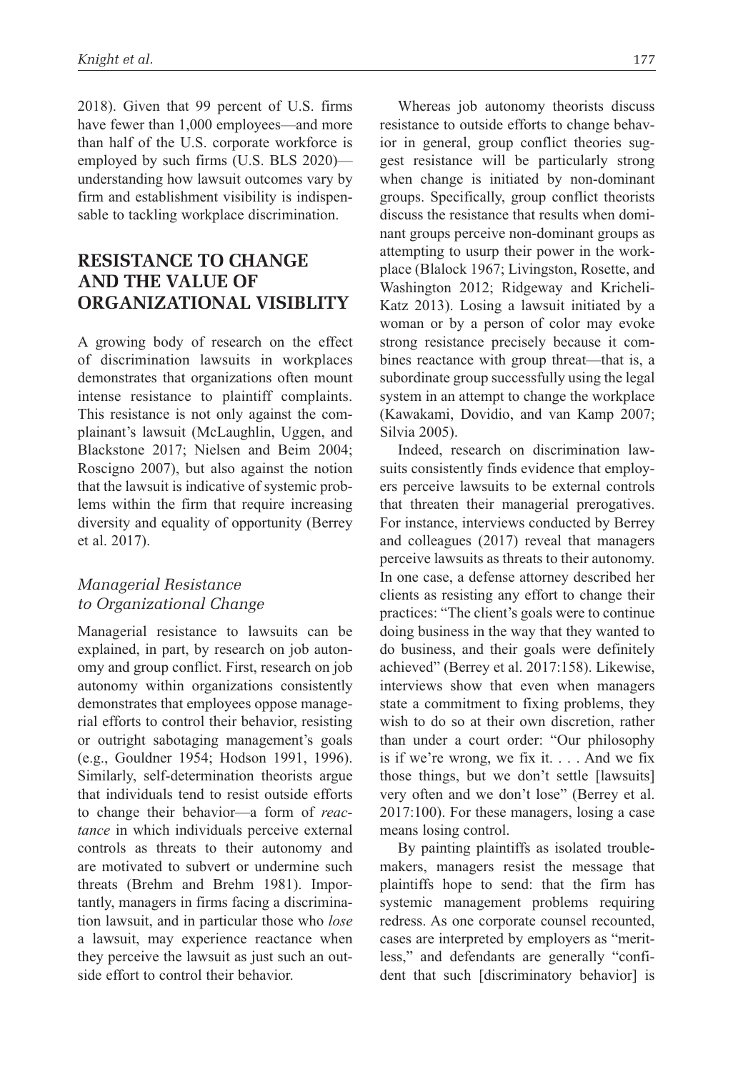2018). Given that 99 percent of U.S. firms have fewer than 1,000 employees—and more than half of the U.S. corporate workforce is employed by such firms (U.S. BLS 2020)—understanding how lawsuit outcomes vary by firm and establishment visibility is indispensable to tackling workplace discrimination.

## RESISTANCE TO CHANGE AND THE VALUE OF ORGANIZATIONAL VISIBLITY

A growing body of research on the effect of discrimination lawsuits in workplaces demonstrates that organizations often mount intense resistance to plaintiff complaints. This resistance is not only against the complainant's lawsuit (McLaughlin, Uggen, and Blackstone 2017; Nielsen and Beim 2004; Roscigno 2007), but also against the notion that the lawsuit is indicative of systemic problems within the firm that require increasing diversity and equality of opportunity (Berrey et al. 2017).

### *Managerial Resistance to Organizational Change*

Managerial resistance to lawsuits can be explained, in part, by research on job autonomy and group conflict. First, research on job autonomy within organizations consistently demonstrates that employees oppose managerial efforts to control their behavior, resisting or outright sabotaging management's goals (e.g., Gouldner 1954; Hodson 1991, 1996). Similarly, self-determination theorists argue that individuals tend to resist outside efforts to change their behavior—a form of *reactance* in which individuals perceive external controls as threats to their autonomy and are motivated to subvert or undermine such threats (Brehm and Brehm 1981). Importantly, managers in firms facing a discrimination lawsuit, and in particular those who *lose* a lawsuit, may experience reactance when they perceive the lawsuit as just such an outside effort to control their behavior.

Whereas job autonomy theorists discuss resistance to outside efforts to change behavior in general, group conflict theories suggest resistance will be particularly strong when change is initiated by non-dominant groups. Specifically, group conflict theorists discuss the resistance that results when dominant groups perceive non-dominant groups as attempting to usurp their power in the workplace (Blalock 1967; Livingston, Rosette, and Washington 2012; Ridgeway and Kricheli-Katz 2013). Losing a lawsuit initiated by a woman or by a person of color may evoke strong resistance precisely because it combines reactance with group threat—that is, a subordinate group successfully using the legal system in an attempt to change the workplace (Kawakami, Dovidio, and van Kamp 2007; Silvia 2005).

Indeed, research on discrimination lawsuits consistently finds evidence that employers perceive lawsuits to be external controls that threaten their managerial prerogatives. For instance, interviews conducted by Berrey and colleagues (2017) reveal that managers perceive lawsuits as threats to their autonomy. In one case, a defense attorney described her clients as resisting any effort to change their practices: "The client's goals were to continue doing business in the way that they wanted to do business, and their goals were definitely achieved" (Berrey et al. 2017:158). Likewise, interviews show that even when managers state a commitment to fixing problems, they wish to do so at their own discretion, rather than under a court order: "Our philosophy is if we're wrong, we fix it. . . . And we fix those things, but we don't settle [lawsuits] very often and we don't lose" (Berrey et al. 2017:100). For these managers, losing a case means losing control.

By painting plaintiffs as isolated troublemakers, managers resist the message that plaintiffs hope to send: that the firm has systemic management problems requiring redress. As one corporate counsel recounted, cases are interpreted by employers as "meritless," and defendants are generally "confident that such [discriminatory behavior] is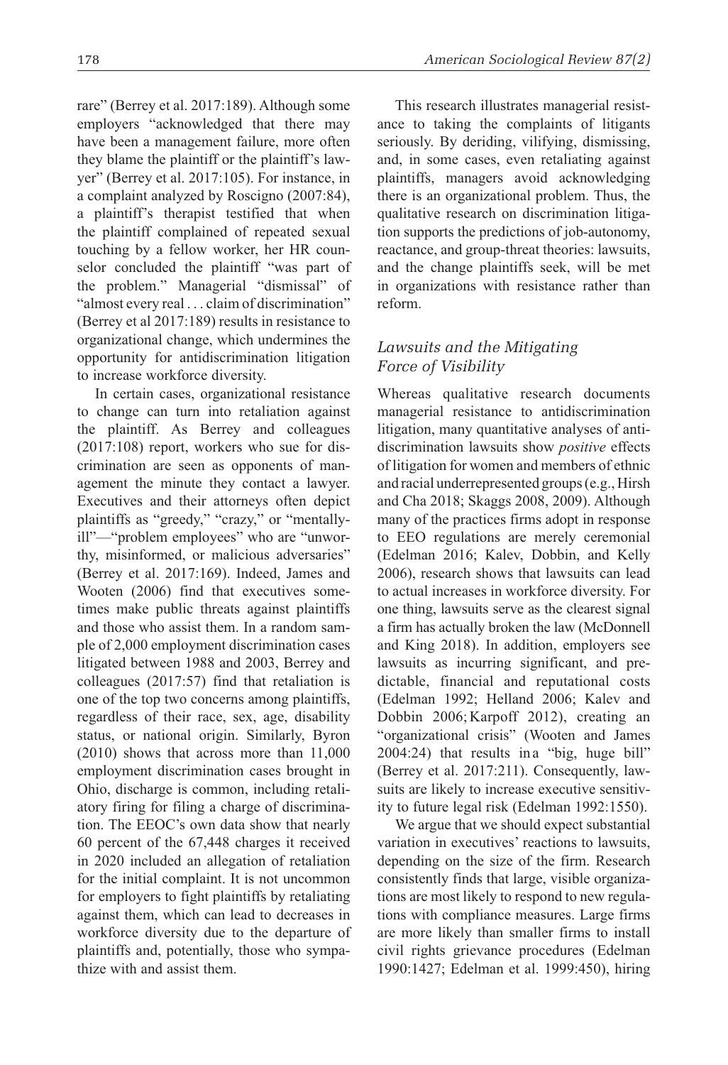rare" (Berrey et al. 2017:189). Although some employers "acknowledged that there may have been a management failure, more often they blame the plaintiff or the plaintiff's lawyer" (Berrey et al. 2017:105). For instance, in a complaint analyzed by Roscigno (2007:84), a plaintiff's therapist testified that when the plaintiff complained of repeated sexual touching by a fellow worker, her HR counselor concluded the plaintiff "was part of the problem." Managerial "dismissal" of "almost every real . . . claim of discrimination" (Berrey et al 2017:189) results in resistance to organizational change, which undermines the opportunity for antidiscrimination litigation to increase workforce diversity.

In certain cases, organizational resistance to change can turn into retaliation against the plaintiff. As Berrey and colleagues (2017:108) report, workers who sue for discrimination are seen as opponents of management the minute they contact a lawyer. Executives and their attorneys often depict plaintiffs as "greedy," "crazy," or "mentally-ill"—"problem employees" who are "unworthy, misinformed, or malicious adversaries" (Berrey et al. 2017:169). Indeed, James and Wooten (2006) find that executives sometimes make public threats against plaintiffs and those who assist them. In a random sample of 2,000 employment discrimination cases litigated between 1988 and 2003, Berrey and colleagues (2017:57) find that retaliation is one of the top two concerns among plaintiffs, regardless of their race, sex, age, disability status, or national origin. Similarly, Byron (2010) shows that across more than 11,000 employment discrimination cases brought in Ohio, discharge is common, including retaliatory firing for filing a charge of discrimination. The EEOC's own data show that nearly 60 percent of the 67,448 charges it received in 2020 included an allegation of retaliation for the initial complaint. It is not uncommon for employers to fight plaintiffs by retaliating against them, which can lead to decreases in workforce diversity due to the departure of plaintiffs and, potentially, those who sympathize with and assist them.

This research illustrates managerial resistance to taking the complaints of litigants seriously. By deriding, vilifying, dismissing, and, in some cases, even retaliating against plaintiffs, managers avoid acknowledging there is an organizational problem. Thus, the qualitative research on discrimination litigation supports the predictions of job-autonomy, reactance, and group-threat theories: lawsuits, and the change plaintiffs seek, will be met in organizations with resistance rather than reform.

### *Lawsuits and the Mitigating Force of Visibility*

Whereas qualitative research documents managerial resistance to antidiscrimination litigation, many quantitative analyses of antidiscrimination lawsuits show *positive* effects of litigation for women and members of ethnic and racial underrepresented groups (e.g., Hirsh and Cha 2018; Skaggs 2008, 2009). Although many of the practices firms adopt in response to EEO regulations are merely ceremonial (Edelman 2016; Kalev, Dobbin, and Kelly 2006), research shows that lawsuits can lead to actual increases in workforce diversity. For one thing, lawsuits serve as the clearest signal a firm has actually broken the law (McDonnell and King 2018). In addition, employers see lawsuits as incurring significant, and predictable, financial and reputational costs (Edelman 1992; Helland 2006; Kalev and Dobbin 2006; Karpoff 2012), creating an "organizational crisis" (Wooten and James 2004:24) that results in a "big, huge bill" (Berrey et al. 2017:211). Consequently, lawsuits are likely to increase executive sensitivity to future legal risk (Edelman 1992:1550).

We argue that we should expect substantial variation in executives' reactions to lawsuits, depending on the size of the firm. Research consistently finds that large, visible organizations are most likely to respond to new regulations with compliance measures. Large firms are more likely than smaller firms to install civil rights grievance procedures (Edelman 1990:1427; Edelman et al. 1999:450), hiring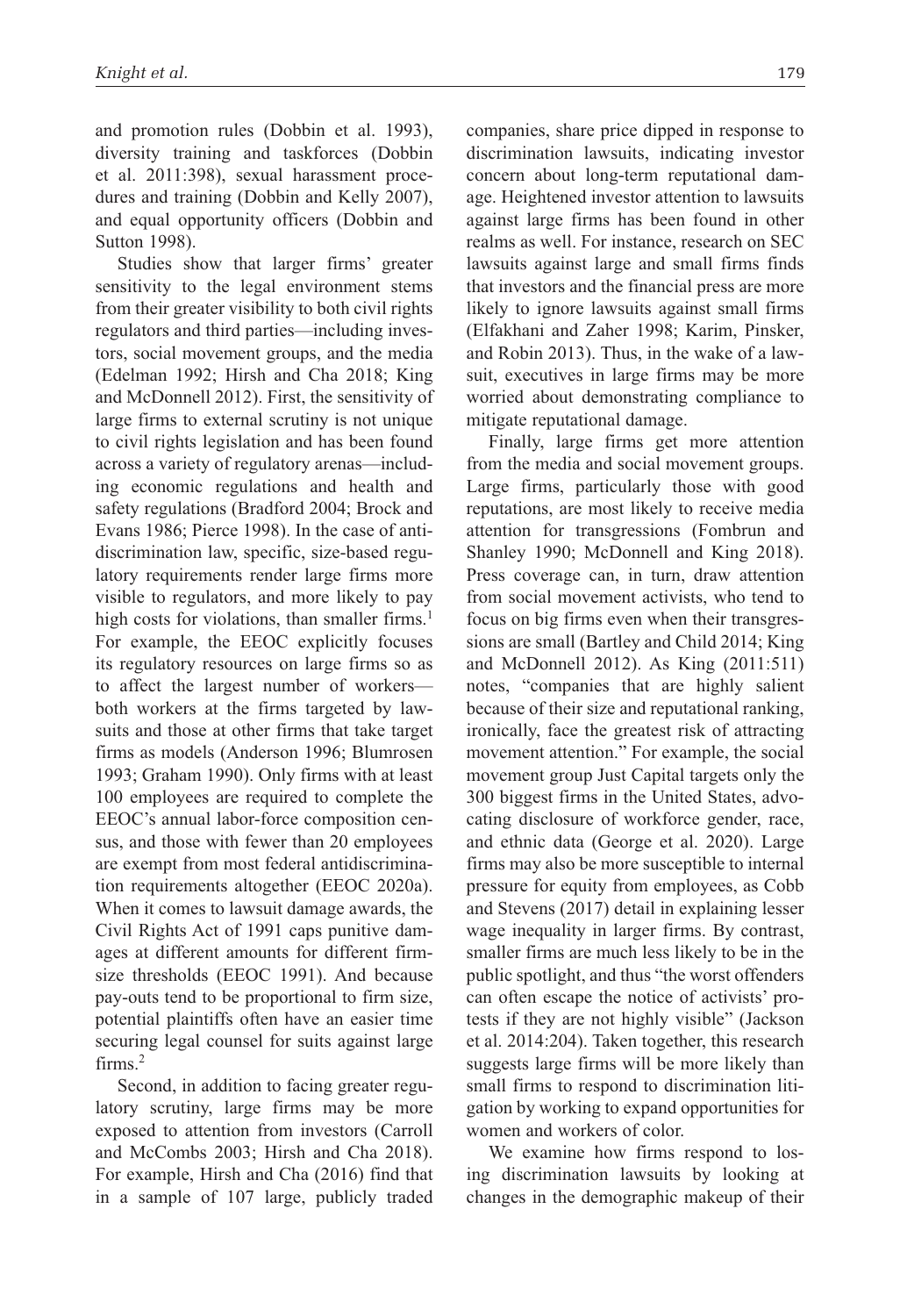and promotion rules (Dobbin et al. 1993), diversity training and taskforces (Dobbin et al. 2011:398), sexual harassment procedures and training (Dobbin and Kelly 2007), and equal opportunity officers (Dobbin and Sutton 1998).

Studies show that larger firms' greater sensitivity to the legal environment stems from their greater visibility to both civil rights regulators and third parties—including investors, social movement groups, and the media (Edelman 1992; Hirsh and Cha 2018; King and McDonnell 2012). First, the sensitivity of large firms to external scrutiny is not unique to civil rights legislation and has been found across a variety of regulatory arenas—including economic regulations and health and safety regulations (Bradford 2004; Brock and Evans 1986; Pierce 1998). In the case of antidiscrimination law, specific, size-based regulatory requirements render large firms more visible to regulators, and more likely to pay high costs for violations, than smaller firms.[1] For example, the EEOC explicitly focuses its regulatory resources on large firms so as to affect the largest number of workers—both workers at the firms targeted by lawsuits and those at other firms that take target firms as models (Anderson 1996; Blumrosen 1993; Graham 1990). Only firms with at least 100 employees are required to complete the EEOC's annual labor-force composition census, and those with fewer than 20 employees are exempt from most federal antidiscrimination requirements altogether (EEOC 2020a). When it comes to lawsuit damage awards, the Civil Rights Act of 1991 caps punitive damages at different amounts for different firm-size thresholds (EEOC 1991). And because pay-outs tend to be proportional to firm size, potential plaintiffs often have an easier time securing legal counsel for suits against large firms.[2]

Second, in addition to facing greater regulatory scrutiny, large firms may be more exposed to attention from investors (Carroll and McCombs 2003; Hirsh and Cha 2018). For example, Hirsh and Cha (2016) find that in a sample of 107 large, publicly traded companies, share price dipped in response to discrimination lawsuits, indicating investor concern about long-term reputational damage. Heightened investor attention to lawsuits against large firms has been found in other realms as well. For instance, research on SEC lawsuits against large and small firms finds that investors and the financial press are more likely to ignore lawsuits against small firms (Elfakhani and Zaher 1998; Karim, Pinsker, and Robin 2013). Thus, in the wake of a lawsuit, executives in large firms may be more worried about demonstrating compliance to mitigate reputational damage.

Finally, large firms get more attention from the media and social movement groups. Large firms, particularly those with good reputations, are most likely to receive media attention for transgressions (Fombrun and Shanley 1990; McDonnell and King 2018). Press coverage can, in turn, draw attention from social movement activists, who tend to focus on big firms even when their transgressions are small (Bartley and Child 2014; King and McDonnell 2012). As King (2011:511) notes, "companies that are highly salient because of their size and reputational ranking, ironically, face the greatest risk of attracting movement attention." For example, the social movement group Just Capital targets only the 300 biggest firms in the United States, advocating disclosure of workforce gender, race, and ethnic data (George et al. 2020). Large firms may also be more susceptible to internal pressure for equity from employees, as Cobb and Stevens (2017) detail in explaining lesser wage inequality in larger firms. By contrast, smaller firms are much less likely to be in the public spotlight, and thus "the worst offenders can often escape the notice of activists' protests if they are not highly visible" (Jackson et al. 2014:204). Taken together, this research suggests large firms will be more likely than small firms to respond to discrimination litigation by working to expand opportunities for women and workers of color.

We examine how firms respond to losing discrimination lawsuits by looking at changes in the demographic makeup of their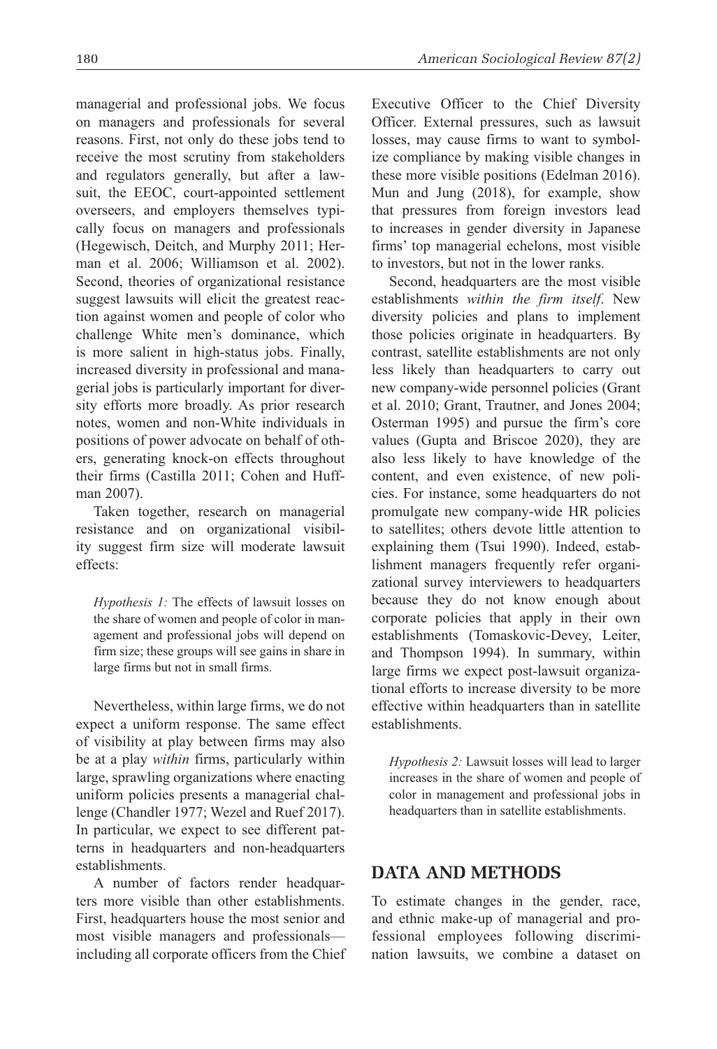managerial and professional jobs. We focus on managers and professionals for several reasons. First, not only do these jobs tend to receive the most scrutiny from stakeholders and regulators generally, but after a lawsuit, the EEOC, court-appointed settlement overseers, and employers themselves typically focus on managers and professionals (Hegewisch, Deitch, and Murphy 2011; Herman et al. 2006; Williamson et al. 2002). Second, theories of organizational resistance suggest lawsuits will elicit the greatest reaction against women and people of color who challenge White men's dominance, which is more salient in high-status jobs. Finally, increased diversity in professional and managerial jobs is particularly important for diversity efforts more broadly. As prior research notes, women and non-White individuals in positions of power advocate on behalf of others, generating knock-on effects throughout their firms (Castilla 2011; Cohen and Huffman 2007).

Taken together, research on managerial resistance and on organizational visibility suggest firm size will moderate lawsuit effects:

> *Hypothesis 1:* The effects of lawsuit losses on the share of women and people of color in management and professional jobs will depend on firm size; these groups will see gains in share in large firms but not in small firms.

Nevertheless, within large firms, we do not expect a uniform response. The same effect of visibility at play between firms may also be at a play *within* firms, particularly within large, sprawling organizations where enacting uniform policies presents a managerial challenge (Chandler 1977; Wezel and Ruef 2017). In particular, we expect to see different patterns in headquarters and non-headquarters establishments.

A number of factors render headquarters more visible than other establishments. First, headquarters house the most senior and most visible managers and professionals—including all corporate officers from the Chief Executive Officer to the Chief Diversity Officer. External pressures, such as lawsuit losses, may cause firms to want to symbolize compliance by making visible changes in these more visible positions (Edelman 2016). Mun and Jung (2018), for example, show that pressures from foreign investors lead to increases in gender diversity in Japanese firms' top managerial echelons, most visible to investors, but not in the lower ranks.

Second, headquarters are the most visible establishments *within the firm itself*. New diversity policies and plans to implement those policies originate in headquarters. By contrast, satellite establishments are not only less likely than headquarters to carry out new company-wide personnel policies (Grant et al. 2010; Grant, Trautner, and Jones 2004; Osterman 1995) and pursue the firm's core values (Gupta and Briscoe 2020), they are also less likely to have knowledge of the content, and even existence, of new policies. For instance, some headquarters do not promulgate new company-wide HR policies to satellites; others devote little attention to explaining them (Tsui 1990). Indeed, establishment managers frequently refer organizational survey interviewers to headquarters because they do not know enough about corporate policies that apply in their own establishments (Tomaskovic-Devey, Leiter, and Thompson 1994). In summary, within large firms we expect post-lawsuit organizational efforts to increase diversity to be more effective within headquarters than in satellite establishments.

> *Hypothesis 2:* Lawsuit losses will lead to larger increases in the share of women and people of color in management and professional jobs in headquarters than in satellite establishments.

## DATA AND METHODS

To estimate changes in the gender, race, and ethnic make-up of managerial and professional employees following discrimination lawsuits, we combine a dataset on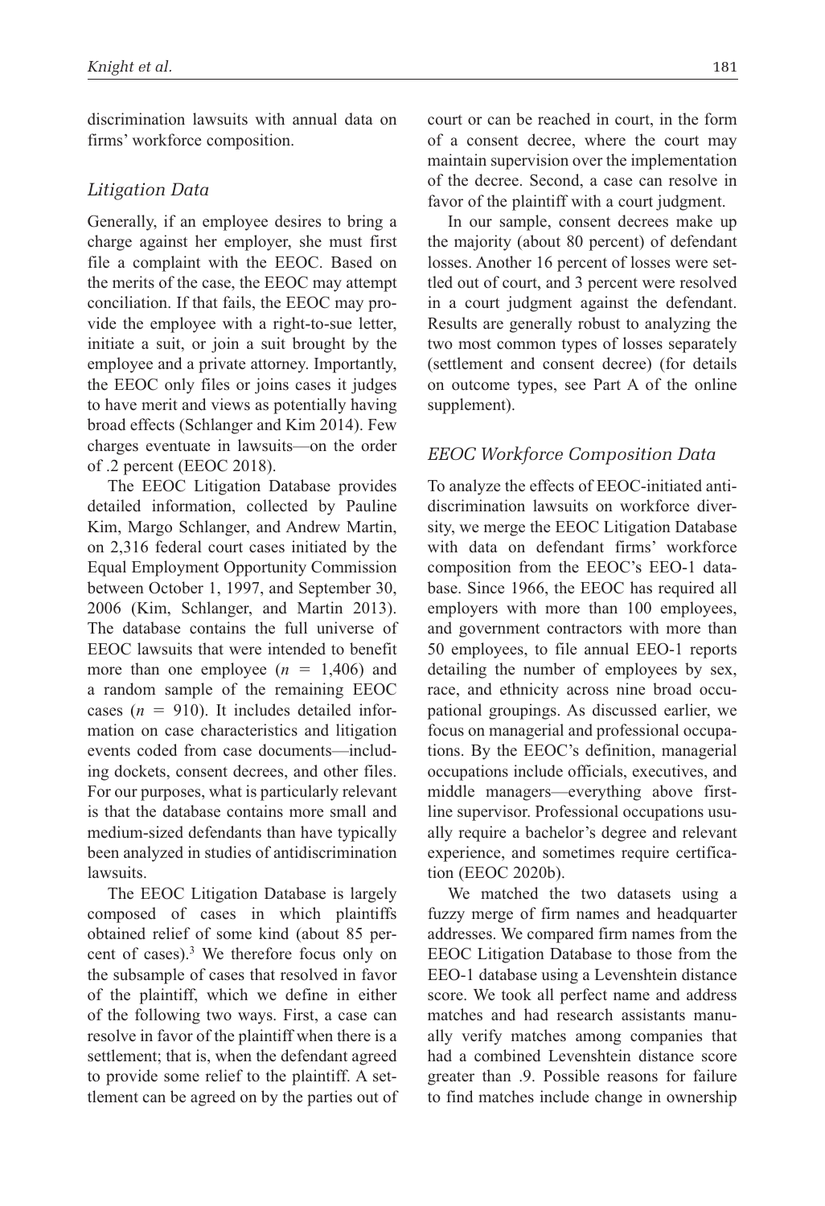discrimination lawsuits with annual data on firms' workforce composition.

### *Litigation Data*

Generally, if an employee desires to bring a charge against her employer, she must first file a complaint with the EEOC. Based on the merits of the case, the EEOC may attempt conciliation. If that fails, the EEOC may provide the employee with a right-to-sue letter, initiate a suit, or join a suit brought by the employee and a private attorney. Importantly, the EEOC only files or joins cases it judges to have merit and views as potentially having broad effects (Schlanger and Kim 2014). Few charges eventuate in lawsuits—on the order of .2 percent (EEOC 2018).

The EEOC Litigation Database provides detailed information, collected by Pauline Kim, Margo Schlanger, and Andrew Martin, on 2,316 federal court cases initiated by the Equal Employment Opportunity Commission between October 1, 1997, and September 30, 2006 (Kim, Schlanger, and Martin 2013). The database contains the full universe of EEOC lawsuits that were intended to benefit more than one employee ($n$ = 1,406) and a random sample of the remaining EEOC cases ($n$ = 910). It includes detailed information on case characteristics and litigation events coded from case documents—including dockets, consent decrees, and other files. For our purposes, what is particularly relevant is that the database contains more small and medium-sized defendants than have typically been analyzed in studies of antidiscrimination lawsuits.

The EEOC Litigation Database is largely composed of cases in which plaintiffs obtained relief of some kind (about 85 percent of cases).[3] We therefore focus only on the subsample of cases that resolved in favor of the plaintiff, which we define in either of the following two ways. First, a case can resolve in favor of the plaintiff when there is a settlement; that is, when the defendant agreed to provide some relief to the plaintiff. A settlement can be agreed on by the parties out of court or can be reached in court, in the form of a consent decree, where the court may maintain supervision over the implementation of the decree. Second, a case can resolve in favor of the plaintiff with a court judgment.

In our sample, consent decrees make up the majority (about 80 percent) of defendant losses. Another 16 percent of losses were settled out of court, and 3 percent were resolved in a court judgment against the defendant. Results are generally robust to analyzing the two most common types of losses separately (settlement and consent decree) (for details on outcome types, see Part A of the online supplement).

### *EEOC Workforce Composition Data*

To analyze the effects of EEOC-initiated antidiscrimination lawsuits on workforce diversity, we merge the EEOC Litigation Database with data on defendant firms' workforce composition from the EEOC's EEO-1 database. Since 1966, the EEOC has required all employers with more than 100 employees, and government contractors with more than 50 employees, to file annual EEO-1 reports detailing the number of employees by sex, race, and ethnicity across nine broad occupational groupings. As discussed earlier, we focus on managerial and professional occupations. By the EEOC's definition, managerial occupations include officials, executives, and middle managers—everything above first-line supervisor. Professional occupations usually require a bachelor's degree and relevant experience, and sometimes require certification (EEOC 2020b).

We matched the two datasets using a fuzzy merge of firm names and headquarter addresses. We compared firm names from the EEOC Litigation Database to those from the EEO-1 database using a Levenshtein distance score. We took all perfect name and address matches and had research assistants manually verify matches among companies that had a combined Levenshtein distance score greater than .9. Possible reasons for failure to find matches include change in ownership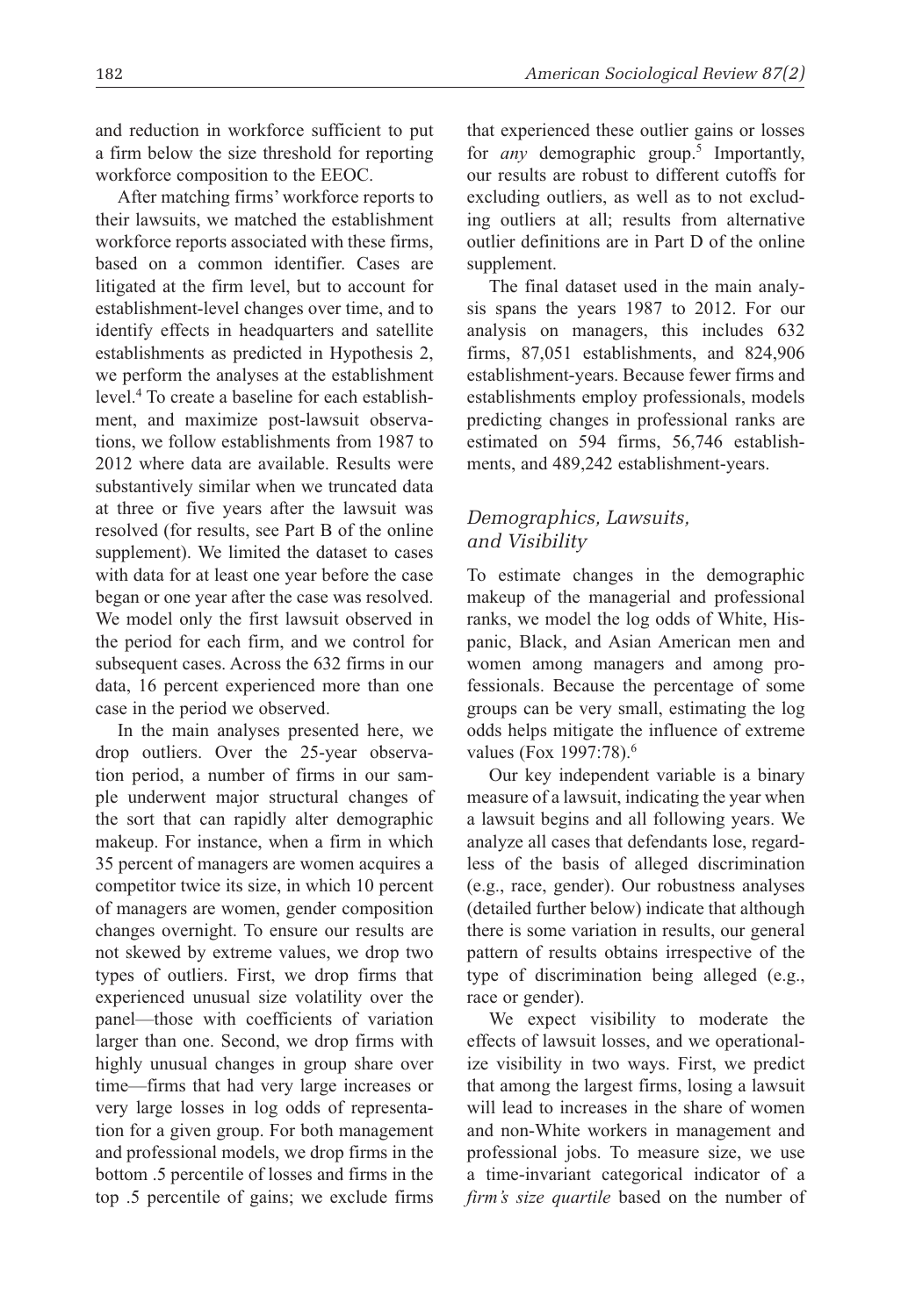and reduction in workforce sufficient to put a firm below the size threshold for reporting workforce composition to the EEOC.

After matching firms' workforce reports to their lawsuits, we matched the establishment workforce reports associated with these firms, based on a common identifier. Cases are litigated at the firm level, but to account for establishment-level changes over time, and to identify effects in headquarters and satellite establishments as predicted in Hypothesis 2, we perform the analyses at the establishment level.[4] To create a baseline for each establishment, and maximize post-lawsuit observations, we follow establishments from 1987 to 2012 where data are available. Results were substantively similar when we truncated data at three or five years after the lawsuit was resolved (for results, see Part B of the online supplement). We limited the dataset to cases with data for at least one year before the case began or one year after the case was resolved. We model only the first lawsuit observed in the period for each firm, and we control for subsequent cases. Across the 632 firms in our data, 16 percent experienced more than one case in the period we observed.

In the main analyses presented here, we drop outliers. Over the 25-year observation period, a number of firms in our sample underwent major structural changes of the sort that can rapidly alter demographic makeup. For instance, when a firm in which 35 percent of managers are women acquires a competitor twice its size, in which 10 percent of managers are women, gender composition changes overnight. To ensure our results are not skewed by extreme values, we drop two types of outliers. First, we drop firms that experienced unusual size volatility over the panel—those with coefficients of variation larger than one. Second, we drop firms with highly unusual changes in group share over time—firms that had very large increases or very large losses in log odds of representation for a given group. For both management and professional models, we drop firms in the bottom .5 percentile of losses and firms in the top .5 percentile of gains; we exclude firms that experienced these outlier gains or losses for *any* demographic group.[5] Importantly, our results are robust to different cutoffs for excluding outliers, as well as to not excluding outliers at all; results from alternative outlier definitions are in Part D of the online supplement.

The final dataset used in the main analysis spans the years 1987 to 2012. For our analysis on managers, this includes 632 firms, 87,051 establishments, and 824,906 establishment-years. Because fewer firms and establishments employ professionals, models predicting changes in professional ranks are estimated on 594 firms, 56,746 establishments, and 489,242 establishment-years.

## *Demographics, Lawsuits, and Visibility*

To estimate changes in the demographic makeup of the managerial and professional ranks, we model the log odds of White, Hispanic, Black, and Asian American men and women among managers and among professionals. Because the percentage of some groups can be very small, estimating the log odds helps mitigate the influence of extreme values (Fox 1997:78).[6]

Our key independent variable is a binary measure of a lawsuit, indicating the year when a lawsuit begins and all following years. We analyze all cases that defendants lose, regardless of the basis of alleged discrimination (e.g., race, gender). Our robustness analyses (detailed further below) indicate that although there is some variation in results, our general pattern of results obtains irrespective of the type of discrimination being alleged (e.g., race or gender).

We expect visibility to moderate the effects of lawsuit losses, and we operationalize visibility in two ways. First, we predict that among the largest firms, losing a lawsuit will lead to increases in the share of women and non-White workers in management and professional jobs. To measure size, we use a time-invariant categorical indicator of a *firm's size quartile* based on the number of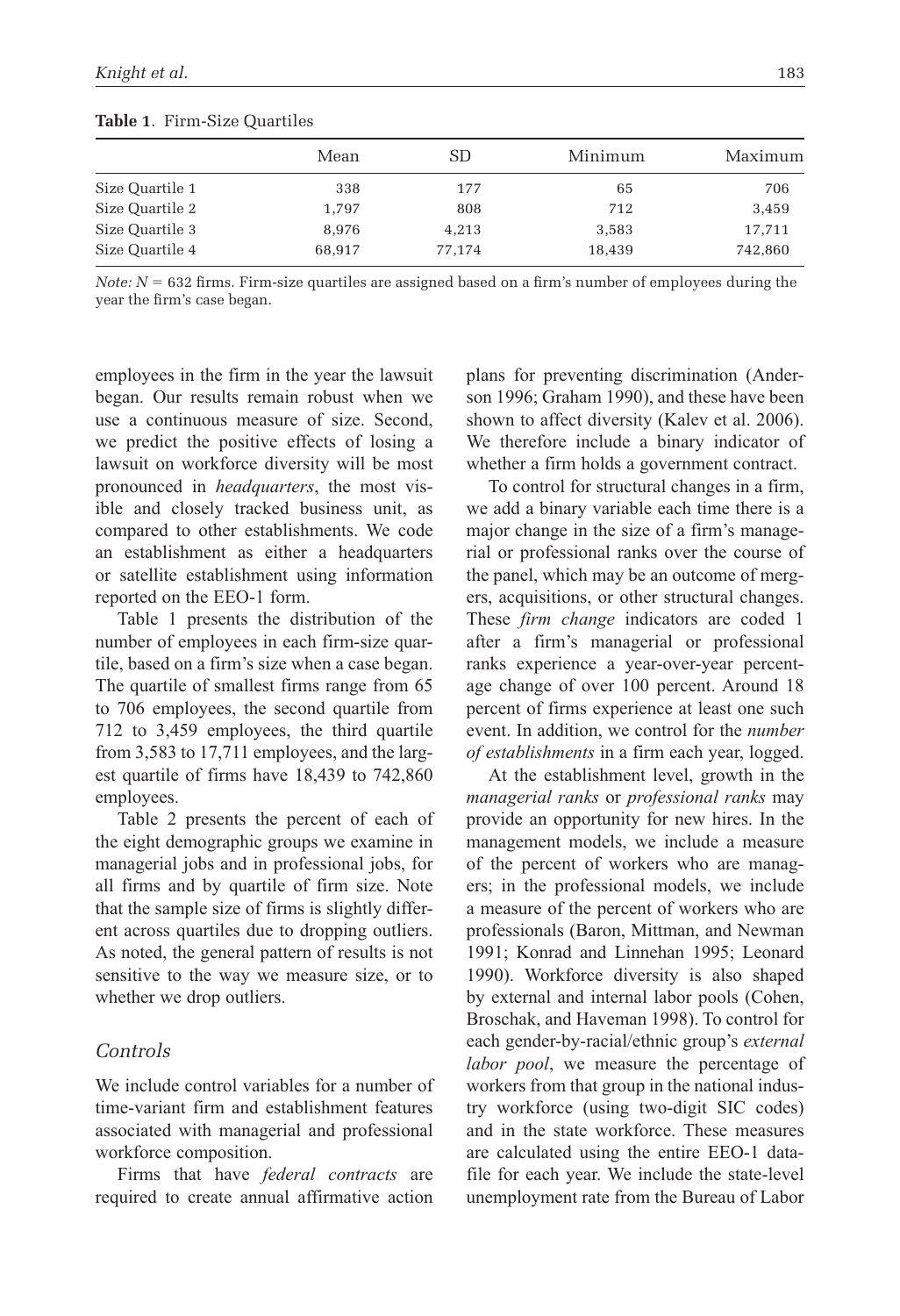**Table 1**. Firm-Size Quartiles

| | Mean | SD | Minimum | Maximum |
|---|---|---|---|---|
| Size Quartile 1 | 338 | 177 | 65 | 706 |
| Size Quartile 2 | 1,797 | 808 | 712 | 3,459 |
| Size Quartile 3 | 8,976 | 4,213 | 3,583 | 17,711 |
| Size Quartile 4 | 68,917 | 77,174 | 18,439 | 742,860 |

*Note:* $N = 632$ firms. Firm-size quartiles are assigned based on a firm's number of employees during the year the firm's case began.

employees in the firm in the year the lawsuit began. Our results remain robust when we use a continuous measure of size. Second, we predict the positive effects of losing a lawsuit on workforce diversity will be most pronounced in *headquarters*, the most visible and closely tracked business unit, as compared to other establishments. We code an establishment as either a headquarters or satellite establishment using information reported on the EEO-1 form.

Table 1 presents the distribution of the number of employees in each firm-size quartile, based on a firm's size when a case began. The quartile of smallest firms range from 65 to 706 employees, the second quartile from 712 to 3,459 employees, the third quartile from 3,583 to 17,711 employees, and the largest quartile of firms have 18,439 to 742,860 employees.

Table 2 presents the percent of each of the eight demographic groups we examine in managerial jobs and in professional jobs, for all firms and by quartile of firm size. Note that the sample size of firms is slightly different across quartiles due to dropping outliers. As noted, the general pattern of results is not sensitive to the way we measure size, or to whether we drop outliers.

### Controls

We include control variables for a number of time-variant firm and establishment features associated with managerial and professional workforce composition.

Firms that have *federal contracts* are required to create annual affirmative action plans for preventing discrimination (Anderson 1996; Graham 1990), and these have been shown to affect diversity (Kalev et al. 2006). We therefore include a binary indicator of whether a firm holds a government contract.

To control for structural changes in a firm, we add a binary variable each time there is a major change in the size of a firm's managerial or professional ranks over the course of the panel, which may be an outcome of mergers, acquisitions, or other structural changes. These *firm change* indicators are coded 1 after a firm's managerial or professional ranks experience a year-over-year percentage change of over 100 percent. Around 18 percent of firms experience at least one such event. In addition, we control for the *number of establishments* in a firm each year, logged.

At the establishment level, growth in the *managerial ranks* or *professional ranks* may provide an opportunity for new hires. In the management models, we include a measure of the percent of workers who are managers; in the professional models, we include a measure of the percent of workers who are professionals (Baron, Mittman, and Newman 1991; Konrad and Linnehan 1995; Leonard 1990). Workforce diversity is also shaped by external and internal labor pools (Cohen, Broschak, and Haveman 1998). To control for each gender-by-racial/ethnic group's *external labor pool*, we measure the percentage of workers from that group in the national industry workforce (using two-digit SIC codes) and in the state workforce. These measures are calculated using the entire EEO-1 datafile for each year. We include the state-level unemployment rate from the Bureau of Labor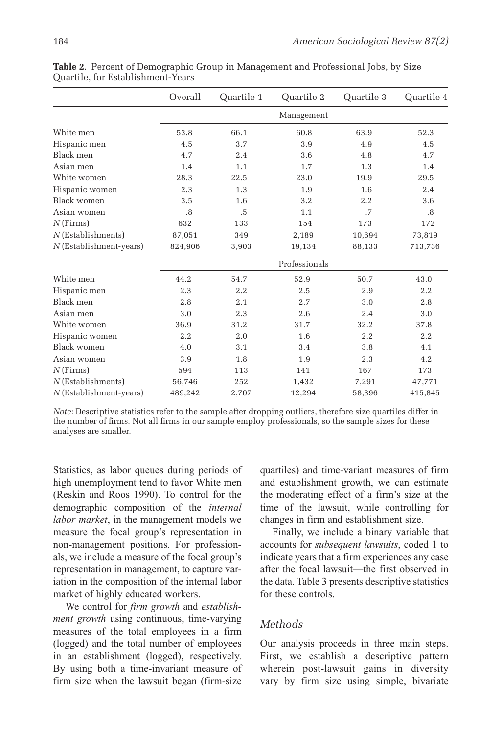**Table 2**. Percent of Demographic Group in Management and Professional Jobs, by Size Quartile, for Establishment-Years

| | Overall | Quartile 1 | Quartile 2 | Quartile 3 | Quartile 4 |
|---|---|---|---|---|---|
| | | | Management | | |
| White men | 53.8 | 66.1 | 60.8 | 63.9 | 52.3 |
| Hispanic men | 4.5 | 3.7 | 3.9 | 4.9 | 4.5 |
| Black men | 4.7 | 2.4 | 3.6 | 4.8 | 4.7 |
| Asian men | 1.4 | 1.1 | 1.7 | 1.3 | 1.4 |
| White women | 28.3 | 22.5 | 23.0 | 19.9 | 29.5 |
| Hispanic women | 2.3 | 1.3 | 1.9 | 1.6 | 2.4 |
| Black women | 3.5 | 1.6 | 3.2 | 2.2 | 3.6 |
| Asian women | .8 | .5 | 1.1 | .7 | .8 |
| *N* (Firms) | 632 | 133 | 154 | 173 | 172 |
| *N* (Establishments) | 87,051 | 349 | 2,189 | 10,694 | 73,819 |
| *N* (Establishment-years) | 824,906 | 3,903 | 19,134 | 88,133 | 713,736 |
| | | | Professionals | | |
| White men | 44.2 | 54.7 | 52.9 | 50.7 | 43.0 |
| Hispanic men | 2.3 | 2.2 | 2.5 | 2.9 | 2.2 |
| Black men | 2.8 | 2.1 | 2.7 | 3.0 | 2.8 |
| Asian men | 3.0 | 2.3 | 2.6 | 2.4 | 3.0 |
| White women | 36.9 | 31.2 | 31.7 | 32.2 | 37.8 |
| Hispanic women | 2.2 | 2.0 | 1.6 | 2.2 | 2.2 |
| Black women | 4.0 | 3.1 | 3.4 | 3.8 | 4.1 |
| Asian women | 3.9 | 1.8 | 1.9 | 2.3 | 4.2 |
| *N* (Firms) | 594 | 113 | 141 | 167 | 173 |
| *N* (Establishments) | 56,746 | 252 | 1,432 | 7,291 | 47,771 |
| *N* (Establishment-years) | 489,242 | 2,707 | 12,294 | 58,396 | 415,845 |

*Note:* Descriptive statistics refer to the sample after dropping outliers, therefore size quartiles differ in the number of firms. Not all firms in our sample employ professionals, so the sample sizes for these analyses are smaller.

Statistics, as labor queues during periods of high unemployment tend to favor White men (Reskin and Roos 1990). To control for the demographic composition of the *internal labor market*, in the management models we measure the focal group's representation in non-management positions. For professionals, we include a measure of the focal group's representation in management, to capture variation in the composition of the internal labor market of highly educated workers.

We control for *firm growth* and *establishment growth* using continuous, time-varying measures of the total employees in a firm (logged) and the total number of employees in an establishment (logged), respectively. By using both a time-invariant measure of firm size when the lawsuit began (firm-size quartiles) and time-variant measures of firm and establishment growth, we can estimate the moderating effect of a firm's size at the time of the lawsuit, while controlling for changes in firm and establishment size.

Finally, we include a binary variable that accounts for *subsequent lawsuits*, coded 1 to indicate years that a firm experiences any case after the focal lawsuit—the first observed in the data. Table 3 presents descriptive statistics for these controls.

## *Methods*

Our analysis proceeds in three main steps. First, we establish a descriptive pattern wherein post-lawsuit gains in diversity vary by firm size using simple, bivariate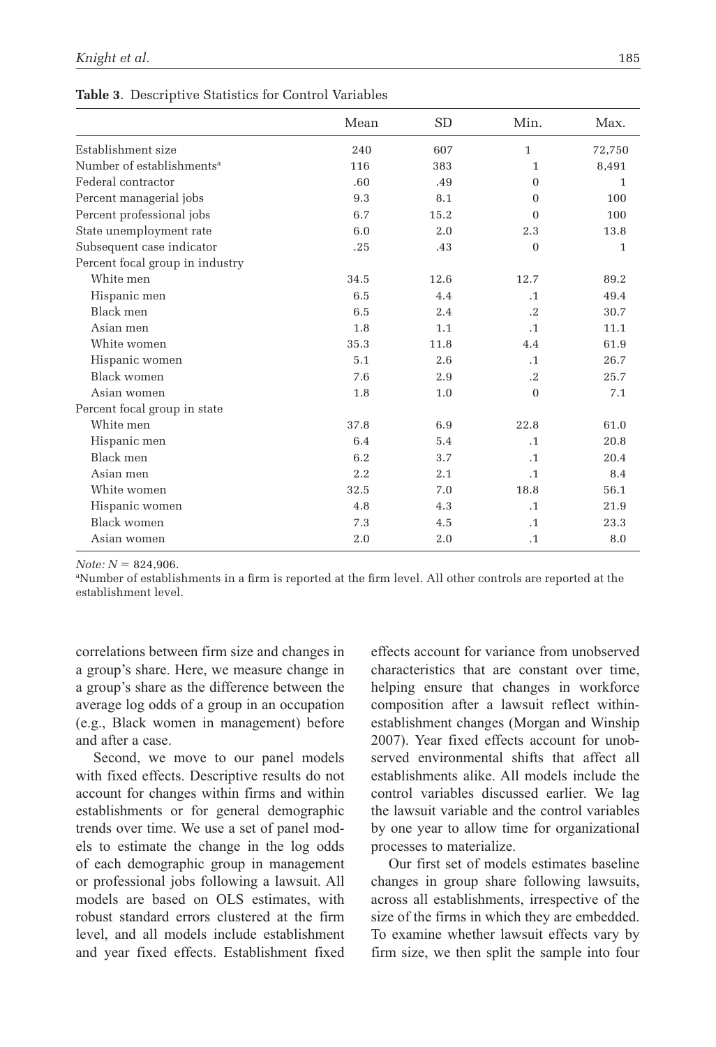**Table 3**. Descriptive Statistics for Control Variables

| | Mean | SD | Min. | Max. |
|---|---|---|---|---|
| Establishment size | 240 | 607 | 1 | 72,750 |
| Number of establishments[a] | 116 | 383 | 1 | 8,491 |
| Federal contractor | .60 | .49 | 0 | 1 |
| Percent managerial jobs | 9.3 | 8.1 | 0 | 100 |
| Percent professional jobs | 6.7 | 15.2 | 0 | 100 |
| State unemployment rate | 6.0 | 2.0 | 2.3 | 13.8 |
| Subsequent case indicator | .25 | .43 | 0 | 1 |
| Percent focal group in industry | | | | |
| White men | 34.5 | 12.6 | 12.7 | 89.2 |
| Hispanic men | 6.5 | 4.4 | .1 | 49.4 |
| Black men | 6.5 | 2.4 | .2 | 30.7 |
| Asian men | 1.8 | 1.1 | .1 | 11.1 |
| White women | 35.3 | 11.8 | 4.4 | 61.9 |
| Hispanic women | 5.1 | 2.6 | .1 | 26.7 |
| Black women | 7.6 | 2.9 | .2 | 25.7 |
| Asian women | 1.8 | 1.0 | 0 | 7.1 |
| Percent focal group in state | | | | |
| White men | 37.8 | 6.9 | 22.8 | 61.0 |
| Hispanic men | 6.4 | 5.4 | .1 | 20.8 |
| Black men | 6.2 | 3.7 | .1 | 20.4 |
| Asian men | 2.2 | 2.1 | .1 | 8.4 |
| White women | 32.5 | 7.0 | 18.8 | 56.1 |
| Hispanic women | 4.8 | 4.3 | .1 | 21.9 |
| Black women | 7.3 | 4.5 | .1 | 23.3 |
| Asian women | 2.0 | 2.0 | .1 | 8.0 |

*Note:* $N = 824,906$.
[a]Number of establishments in a firm is reported at the firm level. All other controls are reported at the establishment level.

correlations between firm size and changes in a group's share. Here, we measure change in a group's share as the difference between the average log odds of a group in an occupation (e.g., Black women in management) before and after a case.

Second, we move to our panel models with fixed effects. Descriptive results do not account for changes within firms and within establishments or for general demographic trends over time. We use a set of panel models to estimate the change in the log odds of each demographic group in management or professional jobs following a lawsuit. All models are based on OLS estimates, with robust standard errors clustered at the firm level, and all models include establishment and year fixed effects. Establishment fixed effects account for variance from unobserved characteristics that are constant over time, helping ensure that changes in workforce composition after a lawsuit reflect within-establishment changes (Morgan and Winship 2007). Year fixed effects account for unobserved environmental shifts that affect all establishments alike. All models include the control variables discussed earlier. We lag the lawsuit variable and the control variables by one year to allow time for organizational processes to materialize.

Our first set of models estimates baseline changes in group share following lawsuits, across all establishments, irrespective of the size of the firms in which they are embedded. To examine whether lawsuit effects vary by firm size, we then split the sample into four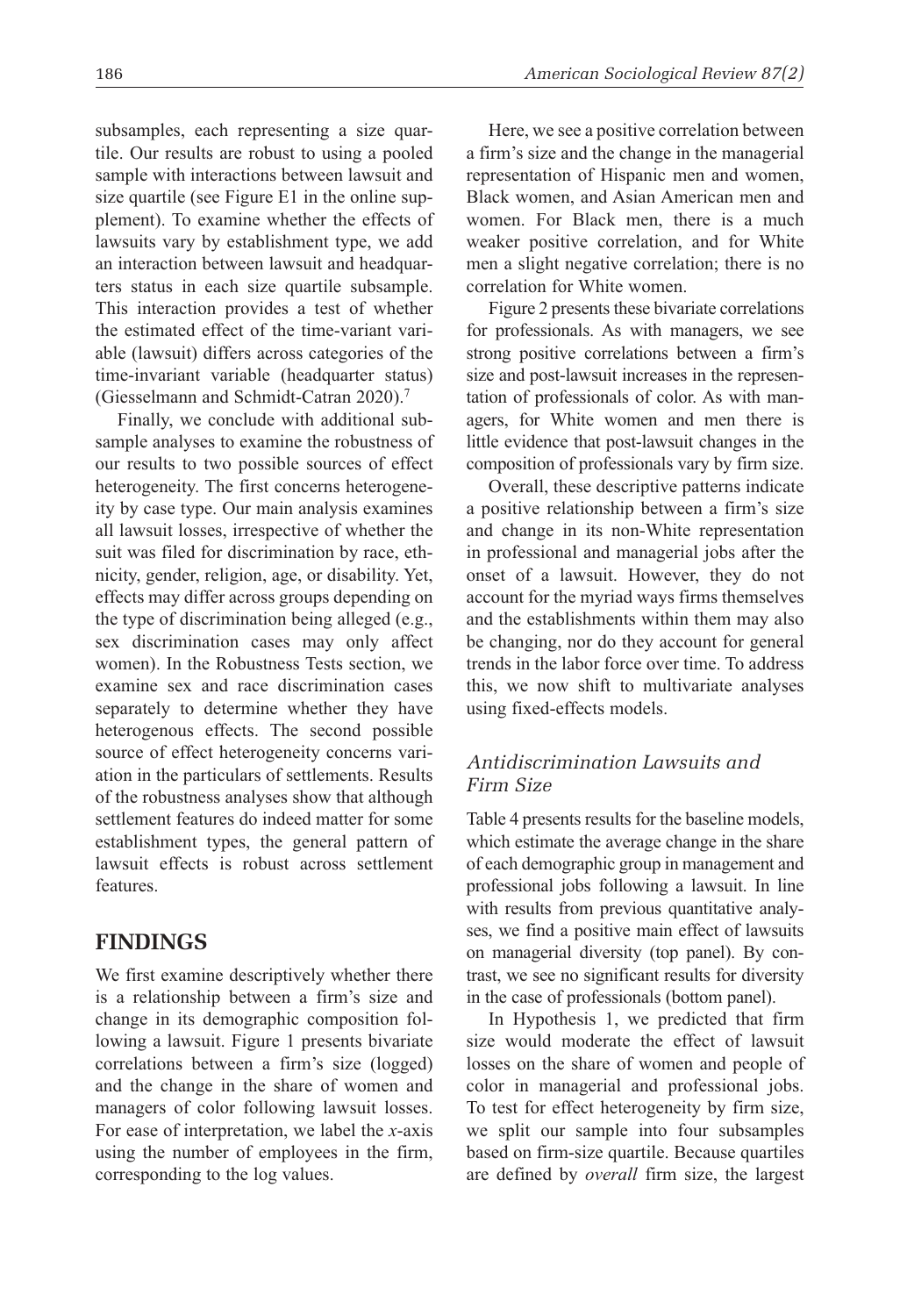subsamples, each representing a size quartile. Our results are robust to using a pooled sample with interactions between lawsuit and size quartile (see Figure E1 in the online supplement). To examine whether the effects of lawsuits vary by establishment type, we add an interaction between lawsuit and headquarters status in each size quartile subsample. This interaction provides a test of whether the estimated effect of the time-variant variable (lawsuit) differs across categories of the time-invariant variable (headquarter status) (Giesselmann and Schmidt-Catran 2020).[7]

Finally, we conclude with additional subsample analyses to examine the robustness of our results to two possible sources of effect heterogeneity. The first concerns heterogeneity by case type. Our main analysis examines all lawsuit losses, irrespective of whether the suit was filed for discrimination by race, ethnicity, gender, religion, age, or disability. Yet, effects may differ across groups depending on the type of discrimination being alleged (e.g., sex discrimination cases may only affect women). In the Robustness Tests section, we examine sex and race discrimination cases separately to determine whether they have heterogenous effects. The second possible source of effect heterogeneity concerns variation in the particulars of settlements. Results of the robustness analyses show that although settlement features do indeed matter for some establishment types, the general pattern of lawsuit effects is robust across settlement features.

## FINDINGS

We first examine descriptively whether there is a relationship between a firm's size and change in its demographic composition following a lawsuit. Figure 1 presents bivariate correlations between a firm's size (logged) and the change in the share of women and managers of color following lawsuit losses. For ease of interpretation, we label the *x*-axis using the number of employees in the firm, corresponding to the log values.

Here, we see a positive correlation between a firm's size and the change in the managerial representation of Hispanic men and women, Black women, and Asian American men and women. For Black men, there is a much weaker positive correlation, and for White men a slight negative correlation; there is no correlation for White women.

Figure 2 presents these bivariate correlations for professionals. As with managers, we see strong positive correlations between a firm's size and post-lawsuit increases in the representation of professionals of color. As with managers, for White women and men there is little evidence that post-lawsuit changes in the composition of professionals vary by firm size.

Overall, these descriptive patterns indicate a positive relationship between a firm's size and change in its non-White representation in professional and managerial jobs after the onset of a lawsuit. However, they do not account for the myriad ways firms themselves and the establishments within them may also be changing, nor do they account for general trends in the labor force over time. To address this, we now shift to multivariate analyses using fixed-effects models.

### *Antidiscrimination Lawsuits and Firm Size*

Table 4 presents results for the baseline models, which estimate the average change in the share of each demographic group in management and professional jobs following a lawsuit. In line with results from previous quantitative analyses, we find a positive main effect of lawsuits on managerial diversity (top panel). By contrast, we see no significant results for diversity in the case of professionals (bottom panel).

In Hypothesis 1, we predicted that firm size would moderate the effect of lawsuit losses on the share of women and people of color in managerial and professional jobs. To test for effect heterogeneity by firm size, we split our sample into four subsamples based on firm-size quartile. Because quartiles are defined by *overall* firm size, the largest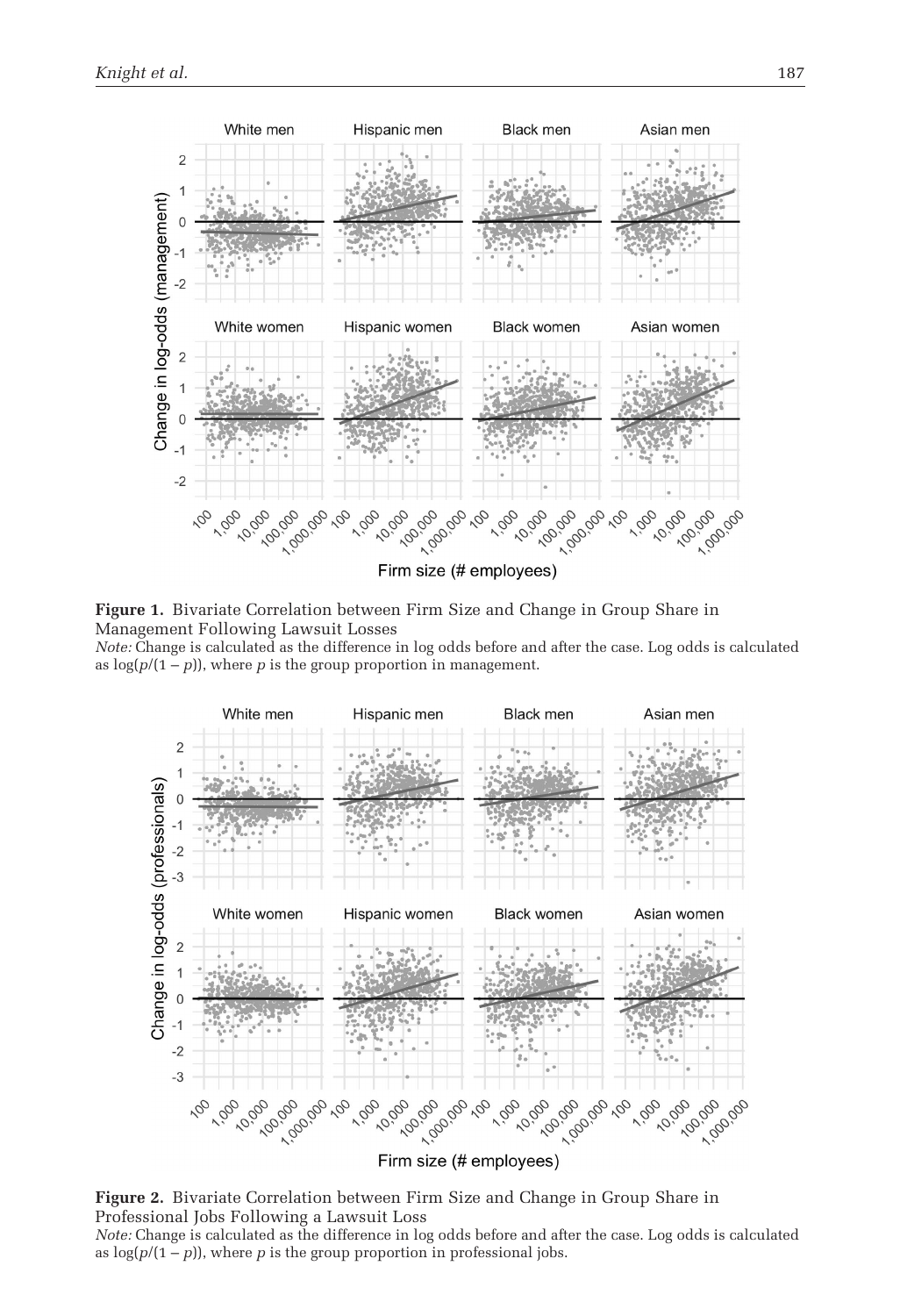**Figure 1.** Bivariate Correlation between Firm Size and Change in Group Share in Management Following Lawsuit Losses

*Note:* Change is calculated as the difference in log odds before and after the case. Log odds is calculated as $\log(p/(1 - p))$, where $p$ is the group proportion in management.

**Figure 2.** Bivariate Correlation between Firm Size and Change in Group Share in Professional Jobs Following a Lawsuit Loss

*Note:* Change is calculated as the difference in log odds before and after the case. Log odds is calculated as $\log(p/(1 - p))$, where $p$ is the group proportion in professional jobs.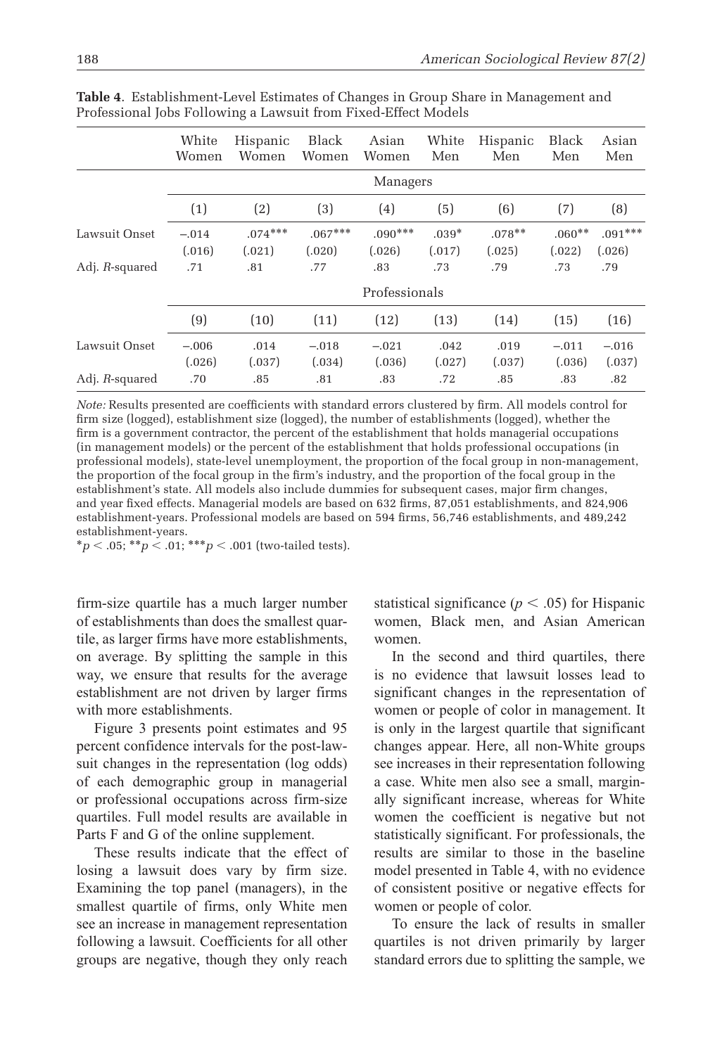**Table 4**. Establishment-Level Estimates of Changes in Group Share in Management and Professional Jobs Following a Lawsuit from Fixed-Effect Models

| | White Women | Hispanic Women | Black Women | Asian Women | White Men | Hispanic Men | Black Men | Asian Men |
|---|---|---|---|---|---|---|---|---|
| | Managers | | | | | | | |
| | (1) | (2) | (3) | (4) | (5) | (6) | (7) | (8) |
| Lawsuit Onset | −.014 | .074*** | .067*** | .090*** | .039* | .078** | .060** | .091*** |
| | (.016) | (.021) | (.020) | (.026) | (.017) | (.025) | (.022) | (.026) |
| Adj. $R$-squared | .71 | .81 | .77 | .83 | .73 | .79 | .73 | .79 |
| | Professionals | | | | | | | |
| | (9) | (10) | (11) | (12) | (13) | (14) | (15) | (16) |
| Lawsuit Onset | −.006 | .014 | −.018 | −.021 | .042 | .019 | −.011 | −.016 |
| | (.026) | (.037) | (.034) | (.036) | (.027) | (.037) | (.036) | (.037) |
| Adj. $R$-squared | .70 | .85 | .81 | .83 | .72 | .85 | .83 | .82 |

*Note:* Results presented are coefficients with standard errors clustered by firm. All models control for firm size (logged), establishment size (logged), the number of establishments (logged), whether the firm is a government contractor, the percent of the establishment that holds managerial occupations (in management models) or the percent of the establishment that holds professional occupations (in professional models), state-level unemployment, the proportion of the focal group in non-management, the proportion of the focal group in the firm's industry, and the proportion of the focal group in the establishment's state. All models also include dummies for subsequent cases, major firm changes, and year fixed effects. Managerial models are based on 632 firms, 87,051 establishments, and 824,906 establishment-years. Professional models are based on 594 firms, 56,746 establishments, and 489,242 establishment-years.

*$p < .05$; **$p < .01$; ***$p < .001$ (two-tailed tests).

firm-size quartile has a much larger number of establishments than does the smallest quartile, as larger firms have more establishments, on average. By splitting the sample in this way, we ensure that results for the average establishment are not driven by larger firms with more establishments.

Figure 3 presents point estimates and 95 percent confidence intervals for the post-lawsuit changes in the representation (log odds) of each demographic group in managerial or professional occupations across firm-size quartiles. Full model results are available in Parts F and G of the online supplement.

These results indicate that the effect of losing a lawsuit does vary by firm size. Examining the top panel (managers), in the smallest quartile of firms, only White men see an increase in management representation following a lawsuit. Coefficients for all other groups are negative, though they only reach statistical significance ($p < .05$) for Hispanic women, Black men, and Asian American women.

In the second and third quartiles, there is no evidence that lawsuit losses lead to significant changes in the representation of women or people of color in management. It is only in the largest quartile that significant changes appear. Here, all non-White groups see increases in their representation following a case. White men also see a small, marginally significant increase, whereas for White women the coefficient is negative but not statistically significant. For professionals, the results are similar to those in the baseline model presented in Table 4, with no evidence of consistent positive or negative effects for women or people of color.

To ensure the lack of results in smaller quartiles is not driven primarily by larger standard errors due to splitting the sample, we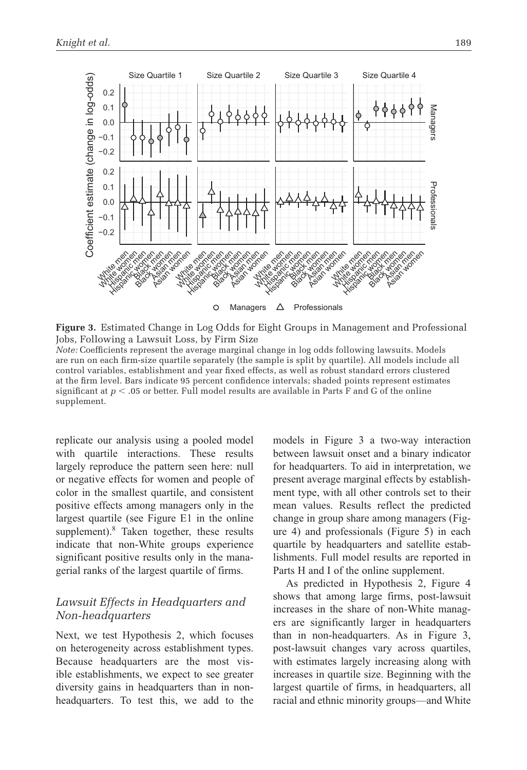**Figure 3.** Estimated Change in Log Odds for Eight Groups in Management and Professional Jobs, Following a Lawsuit Loss, by Firm Size

*Note:* Coefficients represent the average marginal change in log odds following lawsuits. Models are run on each firm-size quartile separately (the sample is split by quartile). All models include all control variables, establishment and year fixed effects, as well as robust standard errors clustered at the firm level. Bars indicate 95 percent confidence intervals; shaded points represent estimates significant at $p < .05$ or better. Full model results are available in Parts F and G of the online supplement.

replicate our analysis using a pooled model with quartile interactions. These results largely reproduce the pattern seen here: null or negative effects for women and people of color in the smallest quartile, and consistent positive effects among managers only in the largest quartile (see Figure E1 in the online supplement).[8] Taken together, these results indicate that non-White groups experience significant positive results only in the managerial ranks of the largest quartile of firms.

### *Lawsuit Effects in Headquarters and Non-headquarters*

Next, we test Hypothesis 2, which focuses on heterogeneity across establishment types. Because headquarters are the most visible establishments, we expect to see greater diversity gains in headquarters than in non-headquarters. To test this, we add to the models in Figure 3 a two-way interaction between lawsuit onset and a binary indicator for headquarters. To aid in interpretation, we present average marginal effects by establishment type, with all other controls set to their mean values. Results reflect the predicted change in group share among managers (Figure 4) and professionals (Figure 5) in each quartile by headquarters and satellite establishments. Full model results are reported in Parts H and I of the online supplement.

As predicted in Hypothesis 2, Figure 4 shows that among large firms, post-lawsuit increases in the share of non-White managers are significantly larger in headquarters than in non-headquarters. As in Figure 3, post-lawsuit changes vary across quartiles, with estimates largely increasing along with increases in quartile size. Beginning with the largest quartile of firms, in headquarters, all racial and ethnic minority groups—and White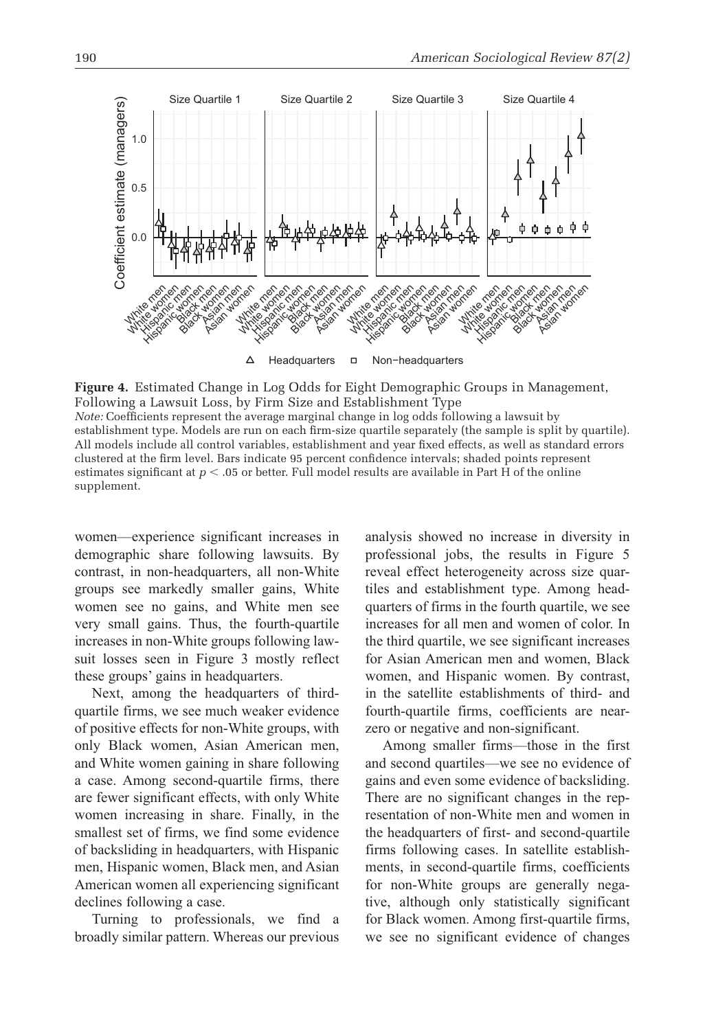**Figure 4.** Estimated Change in Log Odds for Eight Demographic Groups in Management, Following a Lawsuit Loss, by Firm Size and Establishment Type

*Note:* Coefficients represent the average marginal change in log odds following a lawsuit by establishment type. Models are run on each firm-size quartile separately (the sample is split by quartile). All models include all control variables, establishment and year fixed effects, as well as standard errors clustered at the firm level. Bars indicate 95 percent confidence intervals; shaded points represent estimates significant at $p < .05$ or better. Full model results are available in Part H of the online supplement.

women—experience significant increases in demographic share following lawsuits. By contrast, in non-headquarters, all non-White groups see markedly smaller gains, White women see no gains, and White men see very small gains. Thus, the fourth-quartile increases in non-White groups following lawsuit losses seen in Figure 3 mostly reflect these groups' gains in headquarters.

Next, among the headquarters of third-quartile firms, we see much weaker evidence of positive effects for non-White groups, with only Black women, Asian American men, and White women gaining in share following a case. Among second-quartile firms, there are fewer significant effects, with only White women increasing in share. Finally, in the smallest set of firms, we find some evidence of backsliding in headquarters, with Hispanic men, Hispanic women, Black men, and Asian American women all experiencing significant declines following a case.

Turning to professionals, we find a broadly similar pattern. Whereas our previous analysis showed no increase in diversity in professional jobs, the results in Figure 5 reveal effect heterogeneity across size quartiles and establishment type. Among headquarters of firms in the fourth quartile, we see increases for all men and women of color. In the third quartile, we see significant increases for Asian American men and women, Black women, and Hispanic women. By contrast, in the satellite establishments of third- and fourth-quartile firms, coefficients are near-zero or negative and non-significant.

Among smaller firms—those in the first and second quartiles—we see no evidence of gains and even some evidence of backsliding. There are no significant changes in the representation of non-White men and women in the headquarters of first- and second-quartile firms following cases. In satellite establishments, in second-quartile firms, coefficients for non-White groups are generally negative, although only statistically significant for Black women. Among first-quartile firms, we see no significant evidence of changes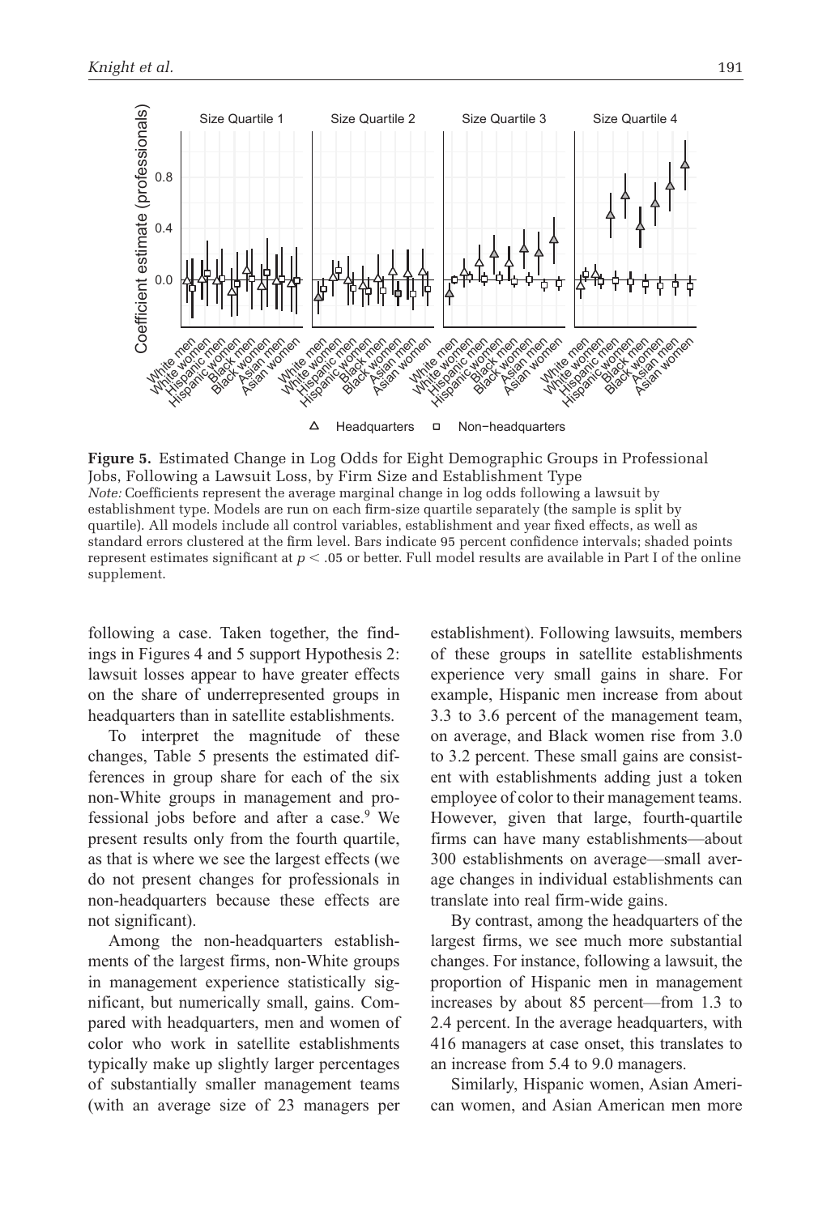**Figure 5.** Estimated Change in Log Odds for Eight Demographic Groups in Professional Jobs, Following a Lawsuit Loss, by Firm Size and Establishment Type

*Note:* Coefficients represent the average marginal change in log odds following a lawsuit by establishment type. Models are run on each firm-size quartile separately (the sample is split by quartile). All models include all control variables, establishment and year fixed effects, as well as standard errors clustered at the firm level. Bars indicate 95 percent confidence intervals; shaded points represent estimates significant at $p < .05$ or better. Full model results are available in Part I of the online supplement.

following a case. Taken together, the findings in Figures 4 and 5 support Hypothesis 2: lawsuit losses appear to have greater effects on the share of underrepresented groups in headquarters than in satellite establishments.

To interpret the magnitude of these changes, Table 5 presents the estimated differences in group share for each of the six non-White groups in management and professional jobs before and after a case.[9] We present results only from the fourth quartile, as that is where we see the largest effects (we do not present changes for professionals in non-headquarters because these effects are not significant).

Among the non-headquarters establishments of the largest firms, non-White groups in management experience statistically significant, but numerically small, gains. Compared with headquarters, men and women of color who work in satellite establishments typically make up slightly larger percentages of substantially smaller management teams (with an average size of 23 managers per establishment). Following lawsuits, members of these groups in satellite establishments experience very small gains in share. For example, Hispanic men increase from about 3.3 to 3.6 percent of the management team, on average, and Black women rise from 3.0 to 3.2 percent. These small gains are consistent with establishments adding just a token employee of color to their management teams. However, given that large, fourth-quartile firms can have many establishments—about 300 establishments on average—small average changes in individual establishments can translate into real firm-wide gains.

By contrast, among the headquarters of the largest firms, we see much more substantial changes. For instance, following a lawsuit, the proportion of Hispanic men in management increases by about 85 percent—from 1.3 to 2.4 percent. In the average headquarters, with 416 managers at case onset, this translates to an increase from 5.4 to 9.0 managers.

Similarly, Hispanic women, Asian American women, and Asian American men more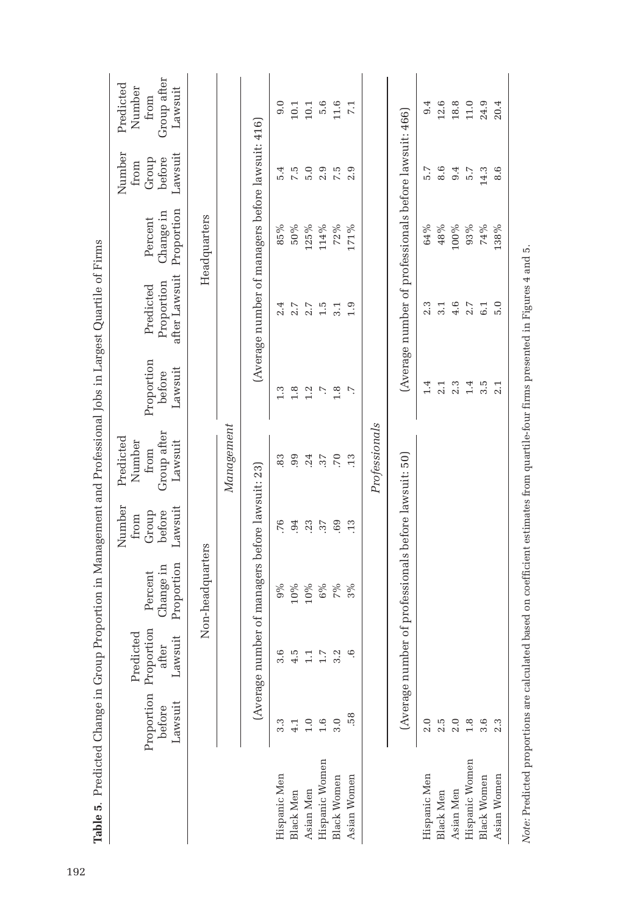**Table 5.** Predicted Change in Group Proportion in Management and Professional Jobs in Largest Quartile of Firms

| | Proportion before Lawsuit | Predicted Proportion after Lawsuit | Percent Change in Proportion | Number from Group before Lawsuit | Predicted Number from Group after Lawsuit | Proportion before Lawsuit | Predicted Proportion after Lawsuit | Percent Change in Proportion | Number from Group before Lawsuit | Predicted Number from Group after Lawsuit |
|---|---|---|---|---|---|---|---|---|---|---|
| | Non-headquarters | | | | | Headquarters | | | | |
| *Management* | | | | | | | | | | |
| | (Average number of managers before lawsuit: 23) | | | | | (Average number of managers before lawsuit: 416) | | | | |
| Hispanic Men | 3.3 | 3.6 | 9% | .76 | .83 | 1.3 | 2.4 | 85% | 5.4 | 9.0 |
| Black Men | 4.1 | 4.5 | 10% | .94 | .99 | 1.8 | 2.7 | 50% | 7.5 | 10.1 |
| Asian Men | 1.0 | 1.1 | 10% | .23 | .24 | 1.2 | 2.7 | 125% | 5.0 | 10.1 |
| Hispanic Women | 1.6 | 1.7 | 6% | .37 | .37 | .7 | 1.5 | 114% | 2.9 | 5.6 |
| Black Women | 3.0 | 3.2 | 7% | .69 | .70 | 1.8 | 3.1 | 72% | 7.5 | 11.6 |
| Asian Women | .58 | .6 | 3% | .13 | .13 | .7 | 1.9 | 171% | 2.9 | 7.1 |
| *Professionals* | | | | | | | | | | |
| | (Average number of professionals before lawsuit: 50) | | | | | (Average number of professionals before lawsuit: 466) | | | | |
| Hispanic Men | 2.0 | | | | | 1.4 | 2.3 | 64% | 5.7 | 9.4 |
| Black Men | 2.5 | | | | | 2.1 | 3.1 | 48% | 8.6 | 12.6 |
| Asian Men | 2.0 | | | | | 2.3 | 4.6 | 100% | 9.4 | 18.8 |
| Hispanic Women | 1.8 | | | | | 1.4 | 2.7 | 93% | 5.7 | 11.0 |
| Black Women | 3.6 | | | | | 3.5 | 6.1 | 74% | 14.3 | 24.9 |
| Asian Women | 2.3 | | | | | 2.1 | 5.0 | 138% | 8.6 | 20.4 |

*Note:* Predicted proportions are calculated based on coefficient estimates from quartile-four firms presented in Figures 4 and 5.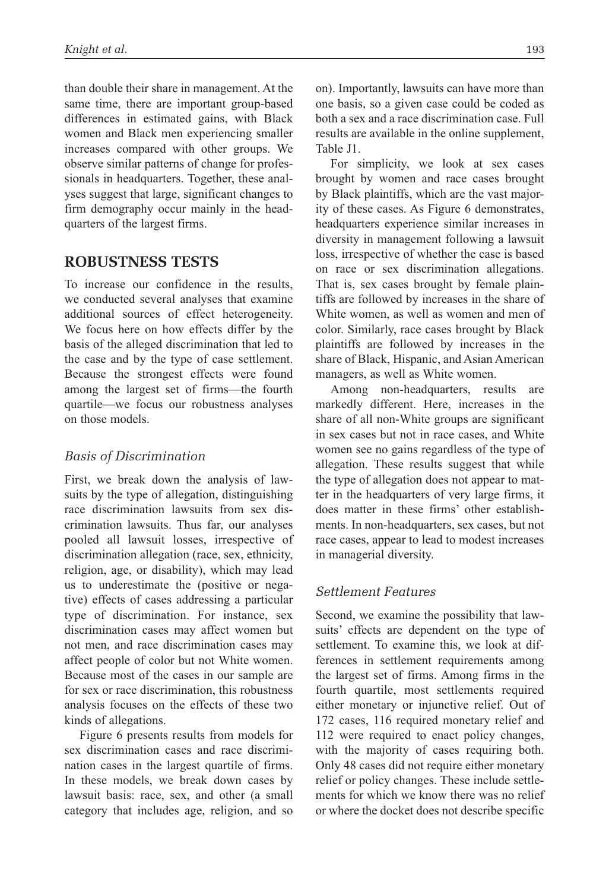than double their share in management. At the same time, there are important group-based differences in estimated gains, with Black women and Black men experiencing smaller increases compared with other groups. We observe similar patterns of change for professionals in headquarters. Together, these analyses suggest that large, significant changes to firm demography occur mainly in the headquarters of the largest firms.

## ROBUSTNESS TESTS

To increase our confidence in the results, we conducted several analyses that examine additional sources of effect heterogeneity. We focus here on how effects differ by the basis of the alleged discrimination that led to the case and by the type of case settlement. Because the strongest effects were found among the largest set of firms—the fourth quartile—we focus our robustness analyses on those models.

### *Basis of Discrimination*

First, we break down the analysis of lawsuits by the type of allegation, distinguishing race discrimination lawsuits from sex discrimination lawsuits. Thus far, our analyses pooled all lawsuit losses, irrespective of discrimination allegation (race, sex, ethnicity, religion, age, or disability), which may lead us to underestimate the (positive or negative) effects of cases addressing a particular type of discrimination. For instance, sex discrimination cases may affect women but not men, and race discrimination cases may affect people of color but not White women. Because most of the cases in our sample are for sex or race discrimination, this robustness analysis focuses on the effects of these two kinds of allegations.

Figure 6 presents results from models for sex discrimination cases and race discrimination cases in the largest quartile of firms. In these models, we break down cases by lawsuit basis: race, sex, and other (a small category that includes age, religion, and so on). Importantly, lawsuits can have more than one basis, so a given case could be coded as both a sex and a race discrimination case. Full results are available in the online supplement, Table J1.

For simplicity, we look at sex cases brought by women and race cases brought by Black plaintiffs, which are the vast majority of these cases. As Figure 6 demonstrates, headquarters experience similar increases in diversity in management following a lawsuit loss, irrespective of whether the case is based on race or sex discrimination allegations. That is, sex cases brought by female plaintiffs are followed by increases in the share of White women, as well as women and men of color. Similarly, race cases brought by Black plaintiffs are followed by increases in the share of Black, Hispanic, and Asian American managers, as well as White women.

Among non-headquarters, results are markedly different. Here, increases in the share of all non-White groups are significant in sex cases but not in race cases, and White women see no gains regardless of the type of allegation. These results suggest that while the type of allegation does not appear to matter in the headquarters of very large firms, it does matter in these firms' other establishments. In non-headquarters, sex cases, but not race cases, appear to lead to modest increases in managerial diversity.

### *Settlement Features*

Second, we examine the possibility that lawsuits' effects are dependent on the type of settlement. To examine this, we look at differences in settlement requirements among the largest set of firms. Among firms in the fourth quartile, most settlements required either monetary or injunctive relief. Out of 172 cases, 116 required monetary relief and 112 were required to enact policy changes, with the majority of cases requiring both. Only 48 cases did not require either monetary relief or policy changes. These include settlements for which we know there was no relief or where the docket does not describe specific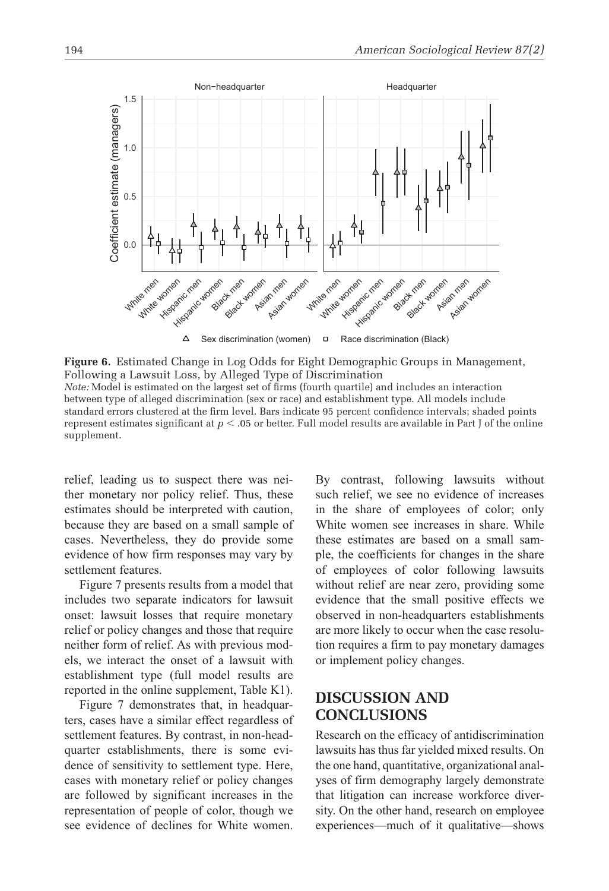**Figure 6.** Estimated Change in Log Odds for Eight Demographic Groups in Management, Following a Lawsuit Loss, by Alleged Type of Discrimination

*Note:* Model is estimated on the largest set of firms (fourth quartile) and includes an interaction between type of alleged discrimination (sex or race) and establishment type. All models include standard errors clustered at the firm level. Bars indicate 95 percent confidence intervals; shaded points represent estimates significant at $p < .05$ or better. Full model results are available in Part J of the online supplement.

relief, leading us to suspect there was neither monetary nor policy relief. Thus, these estimates should be interpreted with caution, because they are based on a small sample of cases. Nevertheless, they do provide some evidence of how firm responses may vary by settlement features.

Figure 7 presents results from a model that includes two separate indicators for lawsuit onset: lawsuit losses that require monetary relief or policy changes and those that require neither form of relief. As with previous models, we interact the onset of a lawsuit with establishment type (full model results are reported in the online supplement, Table K1).

Figure 7 demonstrates that, in headquarters, cases have a similar effect regardless of settlement features. By contrast, in non-headquarter establishments, there is some evidence of sensitivity to settlement type. Here, cases with monetary relief or policy changes are followed by significant increases in the representation of people of color, though we see evidence of declines for White women. By contrast, following lawsuits without such relief, we see no evidence of increases in the share of employees of color; only White women see increases in share. While these estimates are based on a small sample, the coefficients for changes in the share of employees of color following lawsuits without relief are near zero, providing some evidence that the small positive effects we observed in non-headquarters establishments are more likely to occur when the case resolution requires a firm to pay monetary damages or implement policy changes.

## DISCUSSION AND CONCLUSIONS

Research on the efficacy of antidiscrimination lawsuits has thus far yielded mixed results. On the one hand, quantitative, organizational analyses of firm demography largely demonstrate that litigation can increase workforce diversity. On the other hand, research on employee experiences—much of it qualitative—shows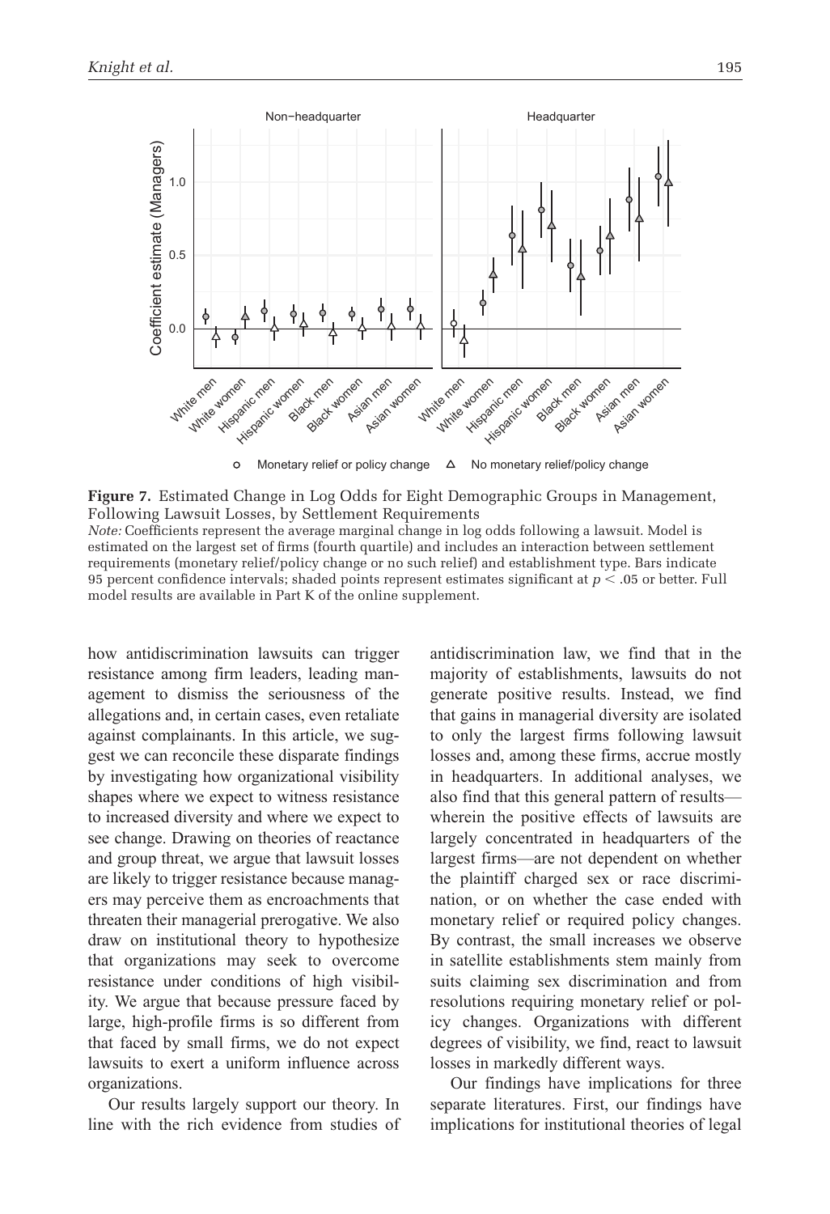**Figure 7.** Estimated Change in Log Odds for Eight Demographic Groups in Management, Following Lawsuit Losses, by Settlement Requirements

*Note:* Coefficients represent the average marginal change in log odds following a lawsuit. Model is estimated on the largest set of firms (fourth quartile) and includes an interaction between settlement requirements (monetary relief/policy change or no such relief) and establishment type. Bars indicate 95 percent confidence intervals; shaded points represent estimates significant at $p < .05$ or better. Full model results are available in Part K of the online supplement.

how antidiscrimination lawsuits can trigger resistance among firm leaders, leading management to dismiss the seriousness of the allegations and, in certain cases, even retaliate against complainants. In this article, we suggest we can reconcile these disparate findings by investigating how organizational visibility shapes where we expect to witness resistance to increased diversity and where we expect to see change. Drawing on theories of reactance and group threat, we argue that lawsuit losses are likely to trigger resistance because managers may perceive them as encroachments that threaten their managerial prerogative. We also draw on institutional theory to hypothesize that organizations may seek to overcome resistance under conditions of high visibility. We argue that because pressure faced by large, high-profile firms is so different from that faced by small firms, we do not expect lawsuits to exert a uniform influence across organizations.

Our results largely support our theory. In line with the rich evidence from studies of antidiscrimination law, we find that in the majority of establishments, lawsuits do not generate positive results. Instead, we find that gains in managerial diversity are isolated to only the largest firms following lawsuit losses and, among these firms, accrue mostly in headquarters. In additional analyses, we also find that this general pattern of results—wherein the positive effects of lawsuits are largely concentrated in headquarters of the largest firms—are not dependent on whether the plaintiff charged sex or race discrimination, or on whether the case ended with monetary relief or required policy changes. By contrast, the small increases we observe in satellite establishments stem mainly from suits claiming sex discrimination and from resolutions requiring monetary relief or policy changes. Organizations with different degrees of visibility, we find, react to lawsuit losses in markedly different ways.

Our findings have implications for three separate literatures. First, our findings have implications for institutional theories of legal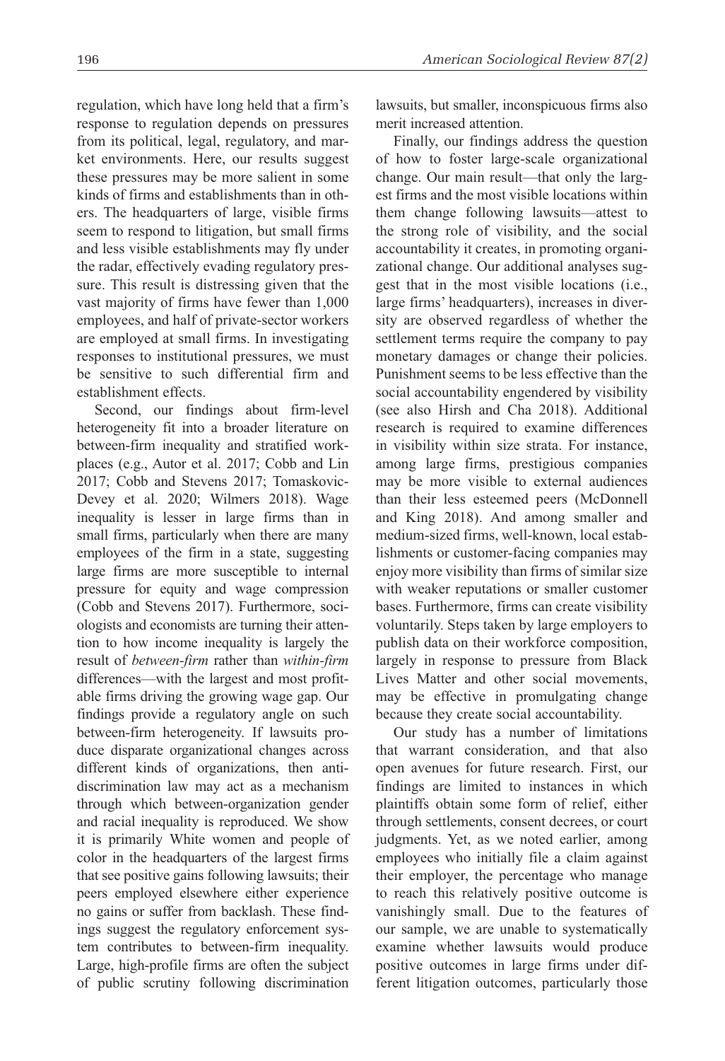regulation, which have long held that a firm's response to regulation depends on pressures from its political, legal, regulatory, and market environments. Here, our results suggest these pressures may be more salient in some kinds of firms and establishments than in others. The headquarters of large, visible firms seem to respond to litigation, but small firms and less visible establishments may fly under the radar, effectively evading regulatory pressure. This result is distressing given that the vast majority of firms have fewer than 1,000 employees, and half of private-sector workers are employed at small firms. In investigating responses to institutional pressures, we must be sensitive to such differential firm and establishment effects.

Second, our findings about firm-level heterogeneity fit into a broader literature on between-firm inequality and stratified workplaces (e.g., Autor et al. 2017; Cobb and Lin 2017; Cobb and Stevens 2017; Tomaskovic-Devey et al. 2020; Wilmers 2018). Wage inequality is lesser in large firms than in small firms, particularly when there are many employees of the firm in a state, suggesting large firms are more susceptible to internal pressure for equity and wage compression (Cobb and Stevens 2017). Furthermore, sociologists and economists are turning their attention to how income inequality is largely the result of *between-firm* rather than *within-firm* differences—with the largest and most profitable firms driving the growing wage gap. Our findings provide a regulatory angle on such between-firm heterogeneity. If lawsuits produce disparate organizational changes across different kinds of organizations, then anti-discrimination law may act as a mechanism through which between-organization gender and racial inequality is reproduced. We show it is primarily White women and people of color in the headquarters of the largest firms that see positive gains following lawsuits; their peers employed elsewhere either experience no gains or suffer from backlash. These findings suggest the regulatory enforcement system contributes to between-firm inequality. Large, high-profile firms are often the subject of public scrutiny following discrimination lawsuits, but smaller, inconspicuous firms also merit increased attention.

Finally, our findings address the question of how to foster large-scale organizational change. Our main result—that only the largest firms and the most visible locations within them change following lawsuits—attest to the strong role of visibility, and the social accountability it creates, in promoting organizational change. Our additional analyses suggest that in the most visible locations (i.e., large firms' headquarters), increases in diversity are observed regardless of whether the settlement terms require the company to pay monetary damages or change their policies. Punishment seems to be less effective than the social accountability engendered by visibility (see also Hirsh and Cha 2018). Additional research is required to examine differences in visibility within size strata. For instance, among large firms, prestigious companies may be more visible to external audiences than their less esteemed peers (McDonnell and King 2018). And among smaller and medium-sized firms, well-known, local establishments or customer-facing companies may enjoy more visibility than firms of similar size with weaker reputations or smaller customer bases. Furthermore, firms can create visibility voluntarily. Steps taken by large employers to publish data on their workforce composition, largely in response to pressure from Black Lives Matter and other social movements, may be effective in promulgating change because they create social accountability.

Our study has a number of limitations that warrant consideration, and that also open avenues for future research. First, our findings are limited to instances in which plaintiffs obtain some form of relief, either through settlements, consent decrees, or court judgments. Yet, as we noted earlier, among employees who initially file a claim against their employer, the percentage who manage to reach this relatively positive outcome is vanishingly small. Due to the features of our sample, we are unable to systematically examine whether lawsuits would produce positive outcomes in large firms under different litigation outcomes, particularly those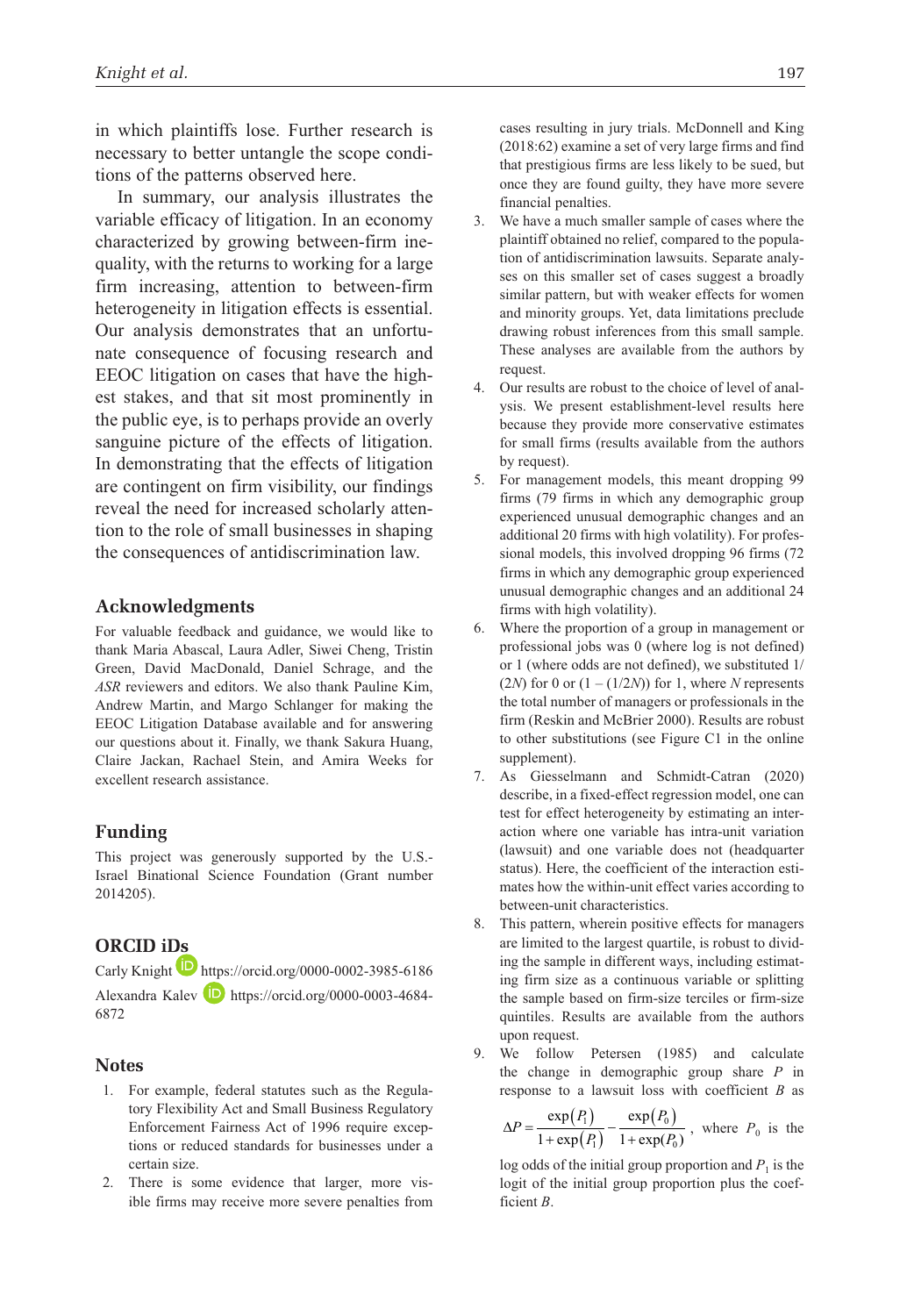in which plaintiffs lose. Further research is necessary to better untangle the scope conditions of the patterns observed here.

In summary, our analysis illustrates the variable efficacy of litigation. In an economy characterized by growing between-firm inequality, with the returns to working for a large firm increasing, attention to between-firm heterogeneity in litigation effects is essential. Our analysis demonstrates that an unfortunate consequence of focusing research and EEOC litigation on cases that have the highest stakes, and that sit most prominently in the public eye, is to perhaps provide an overly sanguine picture of the effects of litigation. In demonstrating that the effects of litigation are contingent on firm visibility, our findings reveal the need for increased scholarly attention to the role of small businesses in shaping the consequences of antidiscrimination law.

## Acknowledgments

For valuable feedback and guidance, we would like to thank Maria Abascal, Laura Adler, Siwei Cheng, Tristin Green, David MacDonald, Daniel Schrage, and the *ASR* reviewers and editors. We also thank Pauline Kim, Andrew Martin, and Margo Schlanger for making the EEOC Litigation Database available and for answering our questions about it. Finally, we thank Sakura Huang, Claire Jackan, Rachael Stein, and Amira Weeks for excellent research assistance.

## Funding

This project was generously supported by the U.S.-Israel Binational Science Foundation (Grant number 2014205).

## ORCID iDs

Carly Knight https://orcid.org/0000-0002-3985-6186

Alexandra Kalev https://orcid.org/0000-0003-4684-6872

## Notes

1. For example, federal statutes such as the Regulatory Flexibility Act and Small Business Regulatory Enforcement Fairness Act of 1996 require exceptions or reduced standards for businesses under a certain size.
2. There is some evidence that larger, more visible firms may receive more severe penalties from cases resulting in jury trials. McDonnell and King (2018:62) examine a set of very large firms and find that prestigious firms are less likely to be sued, but once they are found guilty, they have more severe financial penalties.
3. We have a much smaller sample of cases where the plaintiff obtained no relief, compared to the population of antidiscrimination lawsuits. Separate analyses on this smaller set of cases suggest a broadly similar pattern, but with weaker effects for women and minority groups. Yet, data limitations preclude drawing robust inferences from this small sample. These analyses are available from the authors by request.
4. Our results are robust to the choice of level of analysis. We present establishment-level results here because they provide more conservative estimates for small firms (results available from the authors by request).
5. For management models, this meant dropping 99 firms (79 firms in which any demographic group experienced unusual demographic changes and an additional 20 firms with high volatility). For professional models, this involved dropping 96 firms (72 firms in which any demographic group experienced unusual demographic changes and an additional 24 firms with high volatility).
6. Where the proportion of a group in management or professional jobs was 0 (where log is not defined) or 1 (where odds are not defined), we substituted $1/(2N)$ for 0 or $(1 - (1/2N))$ for 1, where $N$ represents the total number of managers or professionals in the firm (Reskin and McBrier 2000). Results are robust to other substitutions (see Figure C1 in the online supplement).
7. As Giesselmann and Schmidt-Catran (2020) describe, in a fixed-effect regression model, one can test for effect heterogeneity by estimating an interaction where one variable has intra-unit variation (lawsuit) and one variable does not (headquarter status). Here, the coefficient of the interaction estimates how the within-unit effect varies according to between-unit characteristics.
8. This pattern, wherein positive effects for managers are limited to the largest quartile, is robust to dividing the sample in different ways, including estimating firm size as a continuous variable or splitting the sample based on firm-size terciles or firm-size quintiles. Results are available from the authors upon request.
9. We follow Petersen (1985) and calculate the change in demographic group share $P$ in response to a lawsuit loss with coefficient $B$ as $\Delta P = \frac{\exp(P_1)}{1+\exp(P_1)} - \frac{\exp(P_0)}{1+\exp(P_0)}$, where $P_0$ is the log odds of the initial group proportion and $P_1$ is the logit of the initial group proportion plus the coefficient $B$.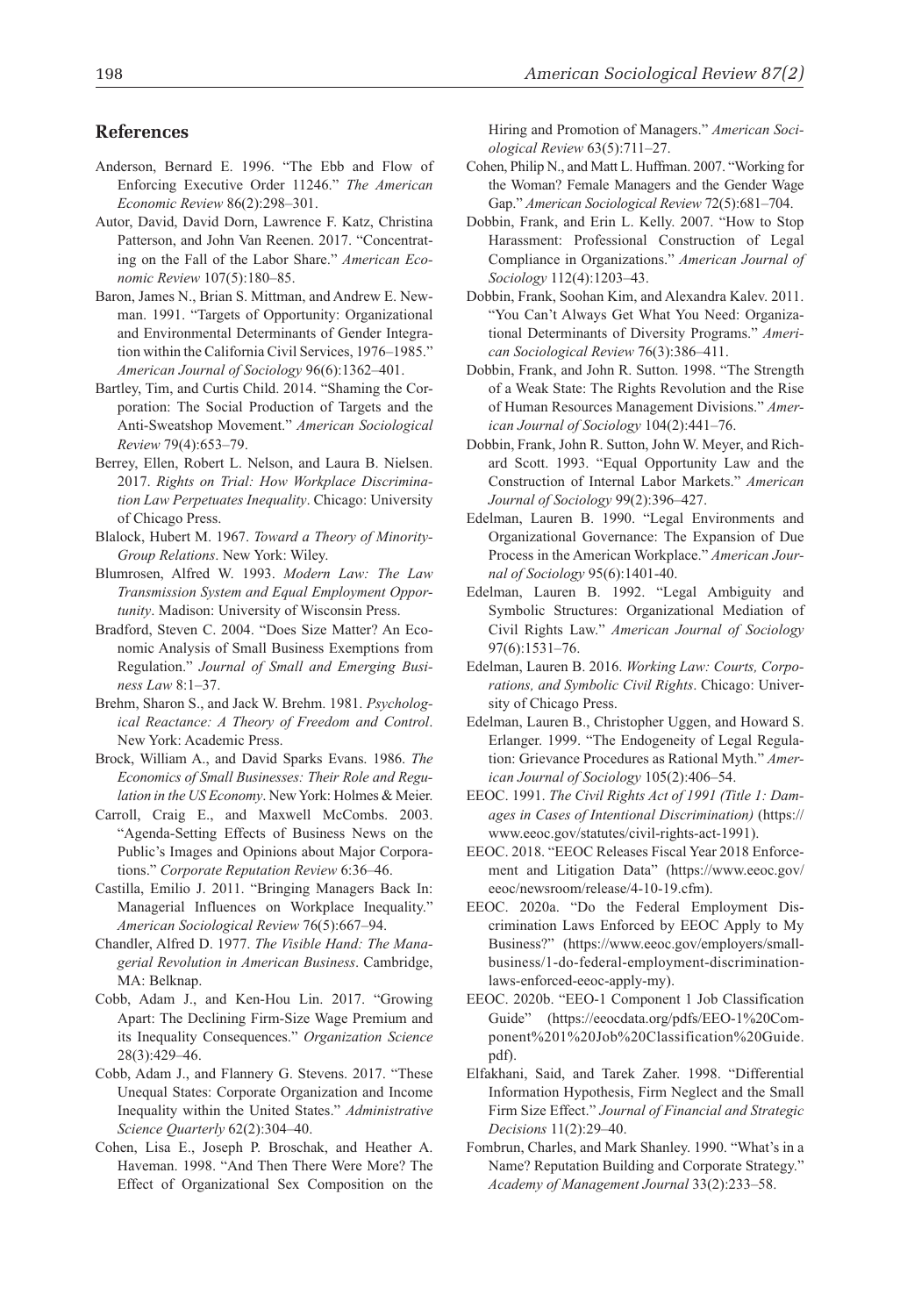## References

Anderson, Bernard E. 1996. "The Ebb and Flow of Enforcing Executive Order 11246." *The American Economic Review* 86(2):298–301.

Autor, David, David Dorn, Lawrence F. Katz, Christina Patterson, and John Van Reenen. 2017. "Concentrating on the Fall of the Labor Share." *American Economic Review* 107(5):180–85.

Baron, James N., Brian S. Mittman, and Andrew E. Newman. 1991. "Targets of Opportunity: Organizational and Environmental Determinants of Gender Integration within the California Civil Services, 1976–1985." *American Journal of Sociology* 96(6):1362–401.

Bartley, Tim, and Curtis Child. 2014. "Shaming the Corporation: The Social Production of Targets and the Anti-Sweatshop Movement." *American Sociological Review* 79(4):653–79.

Berrey, Ellen, Robert L. Nelson, and Laura B. Nielsen. 2017. *Rights on Trial: How Workplace Discrimination Law Perpetuates Inequality*. Chicago: University of Chicago Press.

Blalock, Hubert M. 1967. *Toward a Theory of Minority-Group Relations*. New York: Wiley.

Blumrosen, Alfred W. 1993. *Modern Law: The Law Transmission System and Equal Employment Opportunity*. Madison: University of Wisconsin Press.

Bradford, Steven C. 2004. "Does Size Matter? An Economic Analysis of Small Business Exemptions from Regulation." *Journal of Small and Emerging Business Law* 8:1–37.

Brehm, Sharon S., and Jack W. Brehm. 1981. *Psychological Reactance: A Theory of Freedom and Control*. New York: Academic Press.

Brock, William A., and David Sparks Evans. 1986. *The Economics of Small Businesses: Their Role and Regulation in the US Economy*. New York: Holmes & Meier.

Carroll, Craig E., and Maxwell McCombs. 2003. "Agenda-Setting Effects of Business News on the Public's Images and Opinions about Major Corporations." *Corporate Reputation Review* 6:36–46.

Castilla, Emilio J. 2011. "Bringing Managers Back In: Managerial Influences on Workplace Inequality." *American Sociological Review* 76(5):667–94.

Chandler, Alfred D. 1977. *The Visible Hand: The Managerial Revolution in American Business*. Cambridge, MA: Belknap.

Cobb, Adam J., and Ken-Hou Lin. 2017. "Growing Apart: The Declining Firm-Size Wage Premium and its Inequality Consequences." *Organization Science* 28(3):429–46.

Cobb, Adam J., and Flannery G. Stevens. 2017. "These Unequal States: Corporate Organization and Income Inequality within the United States." *Administrative Science Quarterly* 62(2):304–40.

Cohen, Lisa E., Joseph P. Broschak, and Heather A. Haveman. 1998. "And Then There Were More? The Effect of Organizational Sex Composition on the Hiring and Promotion of Managers." *American Sociological Review* 63(5):711–27.

Cohen, Philip N., and Matt L. Huffman. 2007. "Working for the Woman? Female Managers and the Gender Wage Gap." *American Sociological Review* 72(5):681–704.

Dobbin, Frank, and Erin L. Kelly. 2007. "How to Stop Harassment: Professional Construction of Legal Compliance in Organizations." *American Journal of Sociology* 112(4):1203–43.

Dobbin, Frank, Soohan Kim, and Alexandra Kalev. 2011. "You Can't Always Get What You Need: Organizational Determinants of Diversity Programs." *American Sociological Review* 76(3):386–411.

Dobbin, Frank, and John R. Sutton. 1998. "The Strength of a Weak State: The Rights Revolution and the Rise of Human Resources Management Divisions." *American Journal of Sociology* 104(2):441–76.

Dobbin, Frank, John R. Sutton, John W. Meyer, and Richard Scott. 1993. "Equal Opportunity Law and the Construction of Internal Labor Markets." *American Journal of Sociology* 99(2):396–427.

Edelman, Lauren B. 1990. "Legal Environments and Organizational Governance: The Expansion of Due Process in the American Workplace." *American Journal of Sociology* 95(6):1401-40.

Edelman, Lauren B. 1992. "Legal Ambiguity and Symbolic Structures: Organizational Mediation of Civil Rights Law." *American Journal of Sociology* 97(6):1531–76.

Edelman, Lauren B. 2016. *Working Law: Courts, Corporations, and Symbolic Civil Rights*. Chicago: University of Chicago Press.

Edelman, Lauren B., Christopher Uggen, and Howard S. Erlanger. 1999. "The Endogeneity of Legal Regulation: Grievance Procedures as Rational Myth." *American Journal of Sociology* 105(2):406–54.

EEOC. 1991. *The Civil Rights Act of 1991 (Title 1: Damages in Cases of Intentional Discrimination)* (https://www.eeoc.gov/statutes/civil-rights-act-1991).

EEOC. 2018. "EEOC Releases Fiscal Year 2018 Enforcement and Litigation Data" (https://www.eeoc.gov/eeoc/newsroom/release/4-10-19.cfm).

EEOC. 2020a. "Do the Federal Employment Discrimination Laws Enforced by EEOC Apply to My Business?" (https://www.eeoc.gov/employers/small-business/1-do-federal-employment-discrimination-laws-enforced-eeoc-apply-my).

EEOC. 2020b. "EEO-1 Component 1 Job Classification Guide" (https://eeocdata.org/pdfs/EEO-1%20Component%201%20Job%20Classification%20Guide.pdf).

Elfakhani, Said, and Tarek Zaher. 1998. "Differential Information Hypothesis, Firm Neglect and the Small Firm Size Effect." *Journal of Financial and Strategic Decisions* 11(2):29–40.

Fombrun, Charles, and Mark Shanley. 1990. "What's in a Name? Reputation Building and Corporate Strategy." *Academy of Management Journal* 33(2):233–58.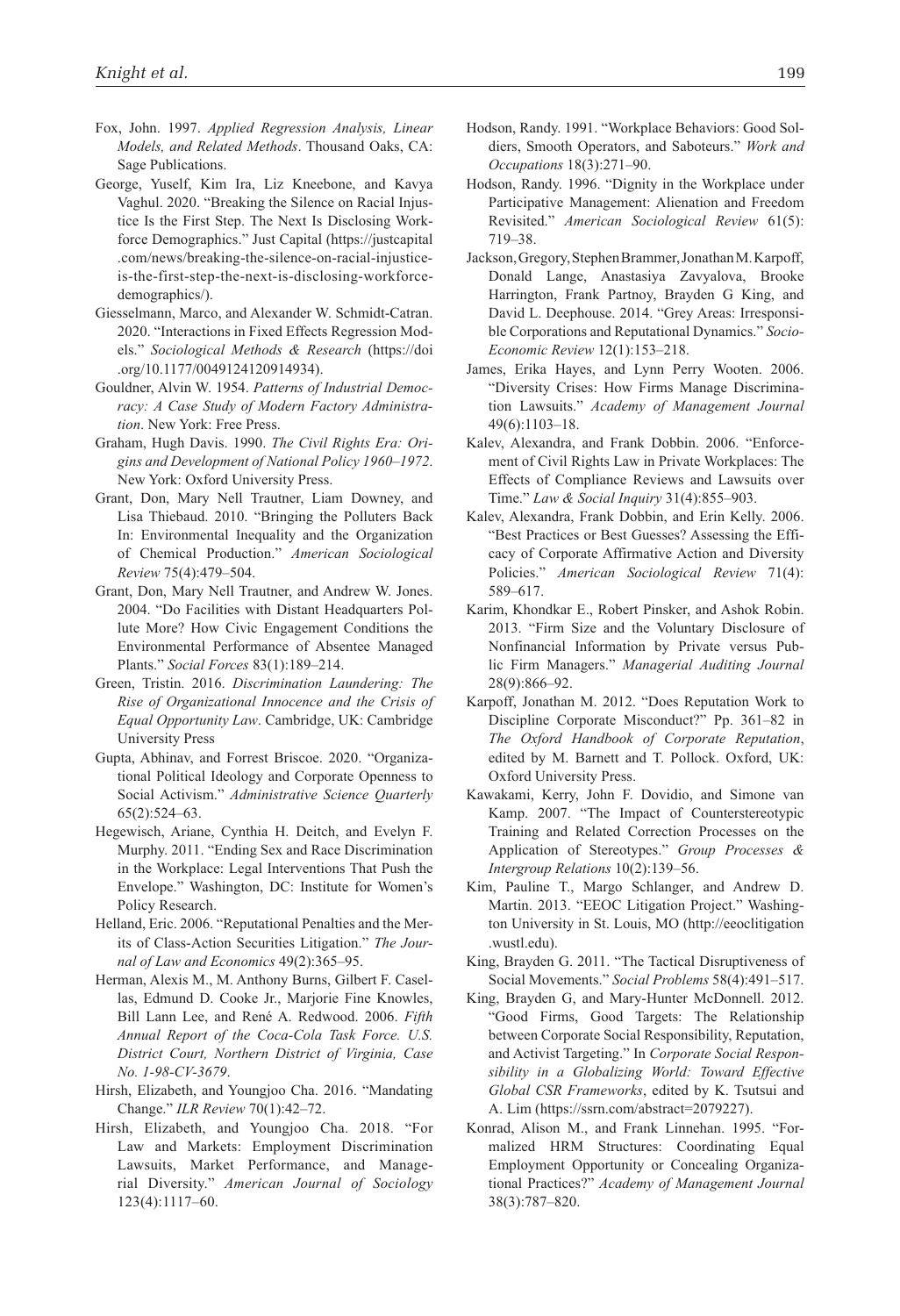Fox, John. 1997. *Applied Regression Analysis, Linear Models, and Related Methods*. Thousand Oaks, CA: Sage Publications.

George, Yuself, Kim Ira, Liz Kneebone, and Kavya Vaghul. 2020. "Breaking the Silence on Racial Injustice Is the First Step. The Next Is Disclosing Workforce Demographics." Just Capital (https://justcapital.com/news/breaking-the-silence-on-racial-injustice-is-the-first-step-the-next-is-disclosing-workforce-demographics/).

Giesselmann, Marco, and Alexander W. Schmidt-Catran. 2020. "Interactions in Fixed Effects Regression Models." *Sociological Methods & Research* (https://doi.org/10.1177/0049124120914934).

Gouldner, Alvin W. 1954. *Patterns of Industrial Democracy: A Case Study of Modern Factory Administration*. New York: Free Press.

Graham, Hugh Davis. 1990. *The Civil Rights Era: Origins and Development of National Policy 1960–1972*. New York: Oxford University Press.

Grant, Don, Mary Nell Trautner, Liam Downey, and Lisa Thiebaud. 2010. "Bringing the Polluters Back In: Environmental Inequality and the Organization of Chemical Production." *American Sociological Review* 75(4):479–504.

Grant, Don, Mary Nell Trautner, and Andrew W. Jones. 2004. "Do Facilities with Distant Headquarters Pollute More? How Civic Engagement Conditions the Environmental Performance of Absentee Managed Plants." *Social Forces* 83(1):189–214.

Green, Tristin. 2016. *Discrimination Laundering: The Rise of Organizational Innocence and the Crisis of Equal Opportunity Law*. Cambridge, UK: Cambridge University Press

Gupta, Abhinav, and Forrest Briscoe. 2020. "Organizational Political Ideology and Corporate Openness to Social Activism." *Administrative Science Quarterly* 65(2):524–63.

Hegewisch, Ariane, Cynthia H. Deitch, and Evelyn F. Murphy. 2011. "Ending Sex and Race Discrimination in the Workplace: Legal Interventions That Push the Envelope." Washington, DC: Institute for Women's Policy Research.

Helland, Eric. 2006. "Reputational Penalties and the Merits of Class-Action Securities Litigation." *The Journal of Law and Economics* 49(2):365–95.

Herman, Alexis M., M. Anthony Burns, Gilbert F. Casellas, Edmund D. Cooke Jr., Marjorie Fine Knowles, Bill Lann Lee, and René A. Redwood. 2006. *Fifth Annual Report of the Coca-Cola Task Force. U.S. District Court, Northern District of Virginia, Case No. 1-98-CV-3679*.

Hirsh, Elizabeth, and Youngjoo Cha. 2016. "Mandating Change." *ILR Review* 70(1):42–72.

Hirsh, Elizabeth, and Youngjoo Cha. 2018. "For Law and Markets: Employment Discrimination Lawsuits, Market Performance, and Managerial Diversity." *American Journal of Sociology* 123(4):1117–60.

Hodson, Randy. 1991. "Workplace Behaviors: Good Soldiers, Smooth Operators, and Saboteurs." *Work and Occupations* 18(3):271–90.

Hodson, Randy. 1996. "Dignity in the Workplace under Participative Management: Alienation and Freedom Revisited." *American Sociological Review* 61(5): 719–38.

Jackson, Gregory, Stephen Brammer, Jonathan M. Karpoff, Donald Lange, Anastasiya Zavyalova, Brooke Harrington, Frank Partnoy, Brayden G King, and David L. Deephouse. 2014. "Grey Areas: Irresponsible Corporations and Reputational Dynamics." *Socio-Economic Review* 12(1):153–218.

James, Erika Hayes, and Lynn Perry Wooten. 2006. "Diversity Crises: How Firms Manage Discrimination Lawsuits." *Academy of Management Journal* 49(6):1103–18.

Kalev, Alexandra, and Frank Dobbin. 2006. "Enforcement of Civil Rights Law in Private Workplaces: The Effects of Compliance Reviews and Lawsuits over Time." *Law & Social Inquiry* 31(4):855–903.

Kalev, Alexandra, Frank Dobbin, and Erin Kelly. 2006. "Best Practices or Best Guesses? Assessing the Efficacy of Corporate Affirmative Action and Diversity Policies." *American Sociological Review* 71(4): 589–617.

Karim, Khondkar E., Robert Pinsker, and Ashok Robin. 2013. "Firm Size and the Voluntary Disclosure of Nonfinancial Information by Private versus Public Firm Managers." *Managerial Auditing Journal* 28(9):866–92.

Karpoff, Jonathan M. 2012. "Does Reputation Work to Discipline Corporate Misconduct?" Pp. 361–82 in *The Oxford Handbook of Corporate Reputation*, edited by M. Barnett and T. Pollock. Oxford, UK: Oxford University Press.

Kawakami, Kerry, John F. Dovidio, and Simone van Kamp. 2007. "The Impact of Counterstereotypic Training and Related Correction Processes on the Application of Stereotypes." *Group Processes & Intergroup Relations* 10(2):139–56.

Kim, Pauline T., Margo Schlanger, and Andrew D. Martin. 2013. "EEOC Litigation Project." Washington University in St. Louis, MO (http://eeoclitigation.wustl.edu).

King, Brayden G. 2011. "The Tactical Disruptiveness of Social Movements." *Social Problems* 58(4):491–517.

King, Brayden G, and Mary-Hunter McDonnell. 2012. "Good Firms, Good Targets: The Relationship between Corporate Social Responsibility, Reputation, and Activist Targeting." In *Corporate Social Responsibility in a Globalizing World: Toward Effective Global CSR Frameworks*, edited by K. Tsutsui and A. Lim (https://ssrn.com/abstract=2079227).

Konrad, Alison M., and Frank Linnehan. 1995. "Formalized HRM Structures: Coordinating Equal Employment Opportunity or Concealing Organizational Practices?" *Academy of Management Journal* 38(3):787–820.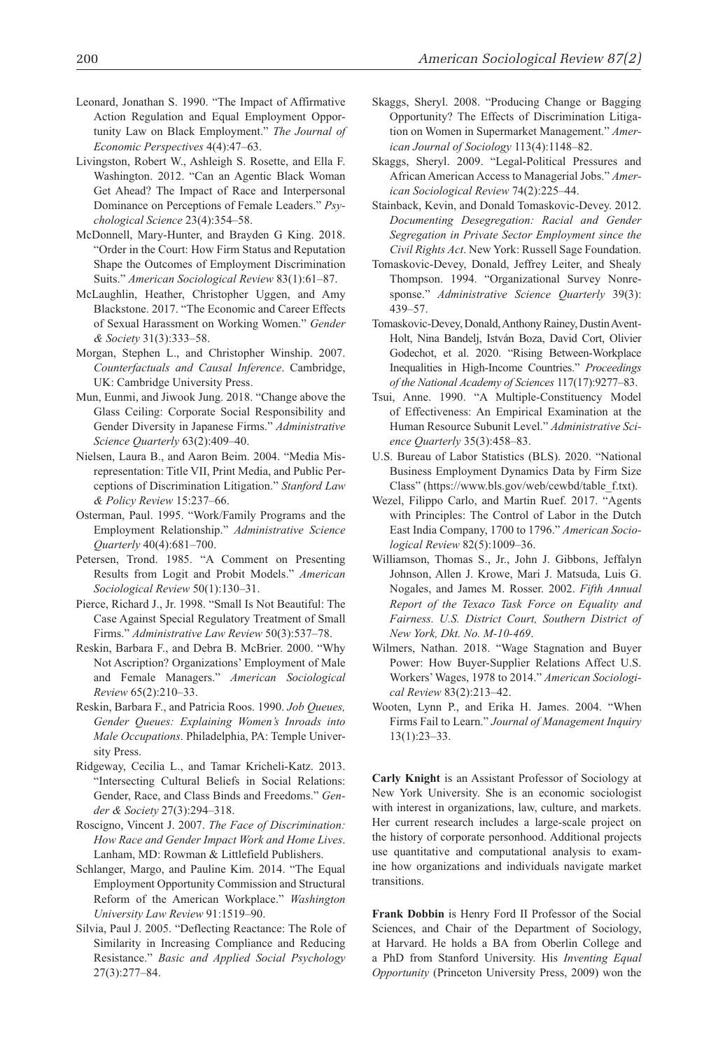Leonard, Jonathan S. 1990. "The Impact of Affirmative Action Regulation and Equal Employment Opportunity Law on Black Employment." *The Journal of Economic Perspectives* 4(4):47–63.

Livingston, Robert W., Ashleigh S. Rosette, and Ella F. Washington. 2012. "Can an Agentic Black Woman Get Ahead? The Impact of Race and Interpersonal Dominance on Perceptions of Female Leaders." *Psychological Science* 23(4):354–58.

McDonnell, Mary-Hunter, and Brayden G King. 2018. "Order in the Court: How Firm Status and Reputation Shape the Outcomes of Employment Discrimination Suits." *American Sociological Review* 83(1):61–87.

McLaughlin, Heather, Christopher Uggen, and Amy Blackstone. 2017. "The Economic and Career Effects of Sexual Harassment on Working Women." *Gender & Society* 31(3):333–58.

Morgan, Stephen L., and Christopher Winship. 2007. *Counterfactuals and Causal Inference*. Cambridge, UK: Cambridge University Press.

Mun, Eunmi, and Jiwook Jung. 2018. "Change above the Glass Ceiling: Corporate Social Responsibility and Gender Diversity in Japanese Firms." *Administrative Science Quarterly* 63(2):409–40.

Nielsen, Laura B., and Aaron Beim. 2004. "Media Misrepresentation: Title VII, Print Media, and Public Perceptions of Discrimination Litigation." *Stanford Law & Policy Review* 15:237–66.

Osterman, Paul. 1995. "Work/Family Programs and the Employment Relationship." *Administrative Science Quarterly* 40(4):681–700.

Petersen, Trond. 1985. "A Comment on Presenting Results from Logit and Probit Models." *American Sociological Review* 50(1):130–31.

Pierce, Richard J., Jr. 1998. "Small Is Not Beautiful: The Case Against Special Regulatory Treatment of Small Firms." *Administrative Law Review* 50(3):537–78.

Reskin, Barbara F., and Debra B. McBrier. 2000. "Why Not Ascription? Organizations' Employment of Male and Female Managers." *American Sociological Review* 65(2):210–33.

Reskin, Barbara F., and Patricia Roos. 1990. *Job Queues, Gender Queues: Explaining Women's Inroads into Male Occupations*. Philadelphia, PA: Temple University Press.

Ridgeway, Cecilia L., and Tamar Kricheli-Katz. 2013. "Intersecting Cultural Beliefs in Social Relations: Gender, Race, and Class Binds and Freedoms." *Gender & Society* 27(3):294–318.

Roscigno, Vincent J. 2007. *The Face of Discrimination: How Race and Gender Impact Work and Home Lives*. Lanham, MD: Rowman & Littlefield Publishers.

Schlanger, Margo, and Pauline Kim. 2014. "The Equal Employment Opportunity Commission and Structural Reform of the American Workplace." *Washington University Law Review* 91:1519–90.

Silvia, Paul J. 2005. "Deflecting Reactance: The Role of Similarity in Increasing Compliance and Reducing Resistance." *Basic and Applied Social Psychology* 27(3):277–84.

Skaggs, Sheryl. 2008. "Producing Change or Bagging Opportunity? The Effects of Discrimination Litigation on Women in Supermarket Management." *American Journal of Sociology* 113(4):1148–82.

Skaggs, Sheryl. 2009. "Legal-Political Pressures and African American Access to Managerial Jobs." *American Sociological Review* 74(2):225–44.

Stainback, Kevin, and Donald Tomaskovic-Devey. 2012. *Documenting Desegregation: Racial and Gender Segregation in Private Sector Employment since the Civil Rights Act*. New York: Russell Sage Foundation.

Tomaskovic-Devey, Donald, Jeffrey Leiter, and Shealy Thompson. 1994. "Organizational Survey Nonresponse." *Administrative Science Quarterly* 39(3): 439–57.

Tomaskovic-Devey, Donald, Anthony Rainey, Dustin Avent-Holt, Nina Bandelj, István Boza, David Cort, Olivier Godechot, et al. 2020. "Rising Between-Workplace Inequalities in High-Income Countries." *Proceedings of the National Academy of Sciences* 117(17):9277–83.

Tsui, Anne. 1990. "A Multiple-Constituency Model of Effectiveness: An Empirical Examination at the Human Resource Subunit Level." *Administrative Science Quarterly* 35(3):458–83.

U.S. Bureau of Labor Statistics (BLS). 2020. "National Business Employment Dynamics Data by Firm Size Class" (https://www.bls.gov/web/cewbd/table_f.txt).

Wezel, Filippo Carlo, and Martin Ruef. 2017. "Agents with Principles: The Control of Labor in the Dutch East India Company, 1700 to 1796." *American Sociological Review* 82(5):1009–36.

Williamson, Thomas S., Jr., John J. Gibbons, Jeffalyn Johnson, Allen J. Krowe, Mari J. Matsuda, Luis G. Nogales, and James M. Rosser. 2002. *Fifth Annual Report of the Texaco Task Force on Equality and Fairness. U.S. District Court, Southern District of New York, Dkt. No. M-10-469*.

Wilmers, Nathan. 2018. "Wage Stagnation and Buyer Power: How Buyer-Supplier Relations Affect U.S. Workers' Wages, 1978 to 2014." *American Sociological Review* 83(2):213–42.

Wooten, Lynn P., and Erika H. James. 2004. "When Firms Fail to Learn." *Journal of Management Inquiry* 13(1):23–33.

**Carly Knight** is an Assistant Professor of Sociology at New York University. She is an economic sociologist with interest in organizations, law, culture, and markets. Her current research includes a large-scale project on the history of corporate personhood. Additional projects use quantitative and computational analysis to examine how organizations and individuals navigate market transitions.

**Frank Dobbin** is Henry Ford II Professor of the Social Sciences, and Chair of the Department of Sociology, at Harvard. He holds a BA from Oberlin College and a PhD from Stanford University. His *Inventing Equal Opportunity* (Princeton University Press, 2009) won the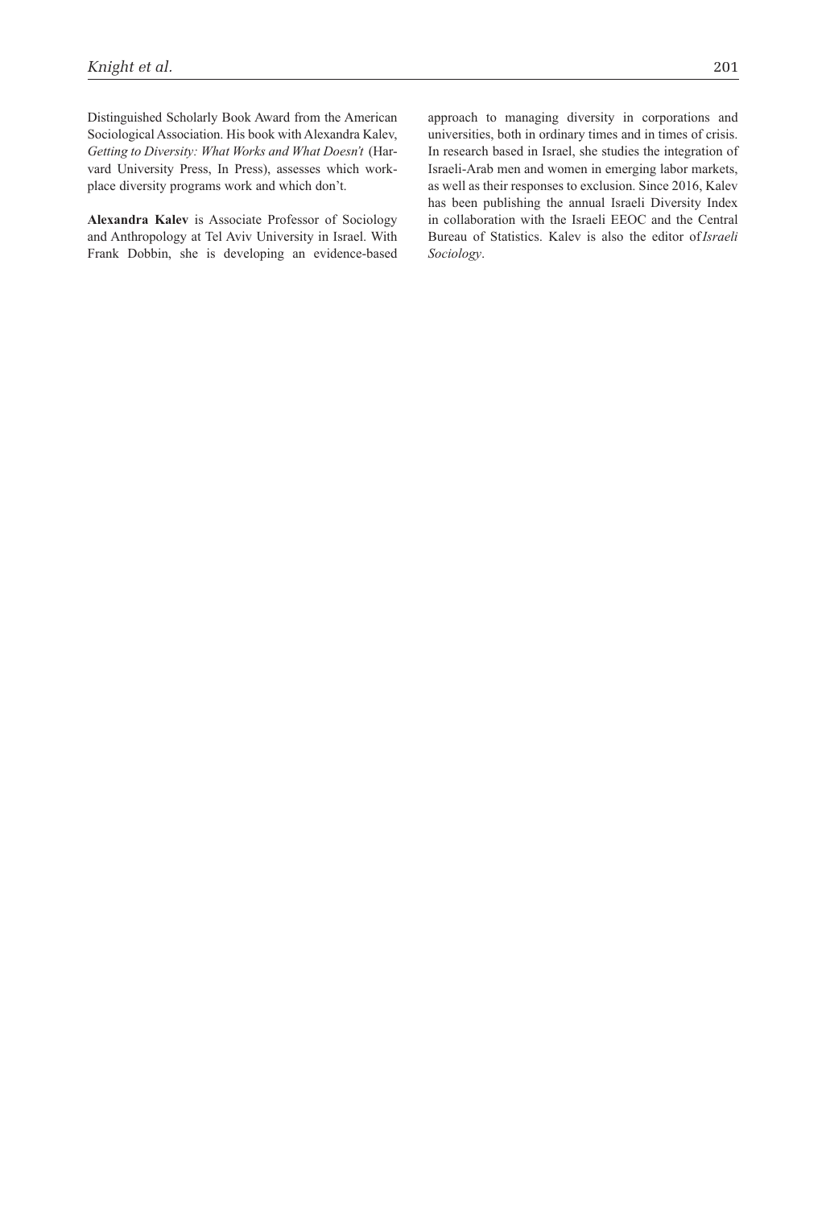Distinguished Scholarly Book Award from the American Sociological Association. His book with Alexandra Kalev, *Getting to Diversity: What Works and What Doesn't* (Harvard University Press, In Press), assesses which workplace diversity programs work and which don't.

**Alexandra Kalev** is Associate Professor of Sociology and Anthropology at Tel Aviv University in Israel. With Frank Dobbin, she is developing an evidence-based approach to managing diversity in corporations and universities, both in ordinary times and in times of crisis. In research based in Israel, she studies the integration of Israeli-Arab men and women in emerging labor markets, as well as their responses to exclusion. Since 2016, Kalev has been publishing the annual Israeli Diversity Index in collaboration with the Israeli EEOC and the Central Bureau of Statistics. Kalev is also the editor of *Israeli Sociology*.